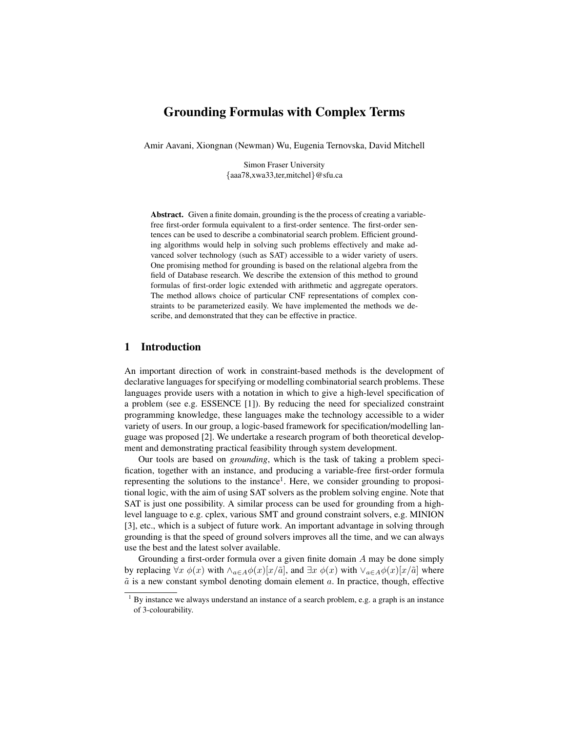# Grounding Formulas with Complex Terms

Amir Aavani, Xiongnan (Newman) Wu, Eugenia Ternovska, David Mitchell

Simon Fraser University
{aaa78,xwa33,ter,mitchel}@sfu.ca

**Abstract.** Given a finite domain, grounding is the the process of creating a variable-free first-order formula equivalent to a first-order sentence. The first-order sentences can be used to describe a combinatorial search problem. Efficient grounding algorithms would help in solving such problems effectively and make advanced solver technology (such as SAT) accessible to a wider variety of users. One promising method for grounding is based on the relational algebra from the field of Database research. We describe the extension of this method to ground formulas of first-order logic extended with arithmetic and aggregate operators. The method allows choice of particular CNF representations of complex constraints to be parameterized easily. We have implemented the methods we describe, and demonstrated that they can be effective in practice.

## 1 Introduction

An important direction of work in constraint-based methods is the development of declarative languages for specifying or modelling combinatorial search problems. These languages provide users with a notation in which to give a high-level specification of a problem (see e.g. ESSENCE [1]). By reducing the need for specialized constraint programming knowledge, these languages make the technology accessible to a wider variety of users. In our group, a logic-based framework for specification/modelling language was proposed [2]. We undertake a research program of both theoretical development and demonstrating practical feasibility through system development.

Our tools are based on *grounding*, which is the task of taking a problem specification, together with an instance, and producing a variable-free first-order formula representing the solutions to the instance[1]. Here, we consider grounding to propositional logic, with the aim of using SAT solvers as the problem solving engine. Note that SAT is just one possibility. A similar process can be used for grounding from a high-level language to e.g. cplex, various SMT and ground constraint solvers, e.g. MINION [3], etc., which is a subject of future work. An important advantage in solving through grounding is that the speed of ground solvers improves all the time, and we can always use the best and the latest solver available.

Grounding a first-order formula over a given finite domain $A$ may be done simply by replacing $\forall x\ \phi(x)$ with $\wedge_{a \in A} \phi(x)[x/\tilde{a}]$, and $\exists x\ \phi(x)$ with $\vee_{a \in A} \phi(x)[x/\tilde{a}]$ where $\tilde{a}$ is a new constant symbol denoting domain element $a$. In practice, though, effective

[1] By instance we always understand an instance of a search problem, e.g. a graph is an instance of 3-colourability.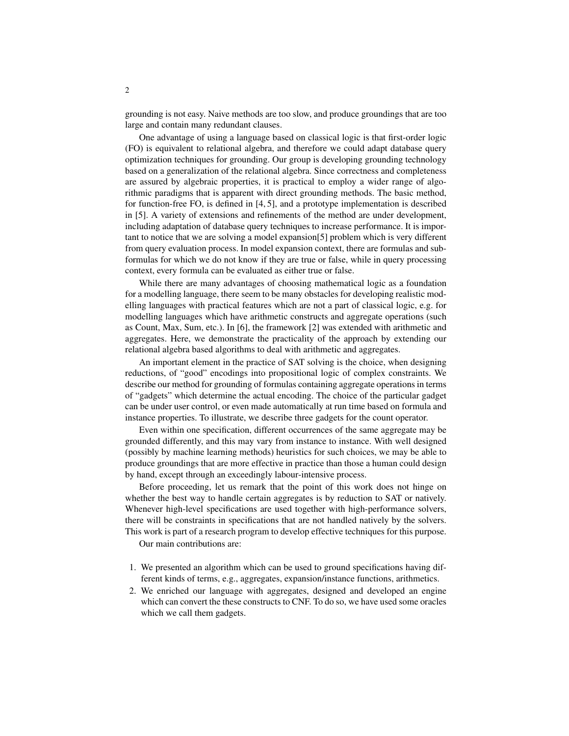grounding is not easy. Naive methods are too slow, and produce groundings that are too large and contain many redundant clauses.

One advantage of using a language based on classical logic is that first-order logic (FO) is equivalent to relational algebra, and therefore we could adapt database query optimization techniques for grounding. Our group is developing grounding technology based on a generalization of the relational algebra. Since correctness and completeness are assured by algebraic properties, it is practical to employ a wider range of algorithmic paradigms that is apparent with direct grounding methods. The basic method, for function-free FO, is defined in [4, 5], and a prototype implementation is described in [5]. A variety of extensions and refinements of the method are under development, including adaptation of database query techniques to increase performance. It is important to notice that we are solving a model expansion[5] problem which is very different from query evaluation process. In model expansion context, there are formulas and subformulas for which we do not know if they are true or false, while in query processing context, every formula can be evaluated as either true or false.

While there are many advantages of choosing mathematical logic as a foundation for a modelling language, there seem to be many obstacles for developing realistic modelling languages with practical features which are not a part of classical logic, e.g. for modelling languages which have arithmetic constructs and aggregate operations (such as Count, Max, Sum, etc.). In [6], the framework [2] was extended with arithmetic and aggregates. Here, we demonstrate the practicality of the approach by extending our relational algebra based algorithms to deal with arithmetic and aggregates.

An important element in the practice of SAT solving is the choice, when designing reductions, of "good" encodings into propositional logic of complex constraints. We describe our method for grounding of formulas containing aggregate operations in terms of "gadgets" which determine the actual encoding. The choice of the particular gadget can be under user control, or even made automatically at run time based on formula and instance properties. To illustrate, we describe three gadgets for the count operator.

Even within one specification, different occurrences of the same aggregate may be grounded differently, and this may vary from instance to instance. With well designed (possibly by machine learning methods) heuristics for such choices, we may be able to produce groundings that are more effective in practice than those a human could design by hand, except through an exceedingly labour-intensive process.

Before proceeding, let us remark that the point of this work does not hinge on whether the best way to handle certain aggregates is by reduction to SAT or natively. Whenever high-level specifications are used together with high-performance solvers, there will be constraints in specifications that are not handled natively by the solvers. This work is part of a research program to develop effective techniques for this purpose.

Our main contributions are:

1. We presented an algorithm which can be used to ground specifications having different kinds of terms, e.g., aggregates, expansion/instance functions, arithmetics.
2. We enriched our language with aggregates, designed and developed an engine which can convert the these constructs to CNF. To do so, we have used some oracles which we call them gadgets.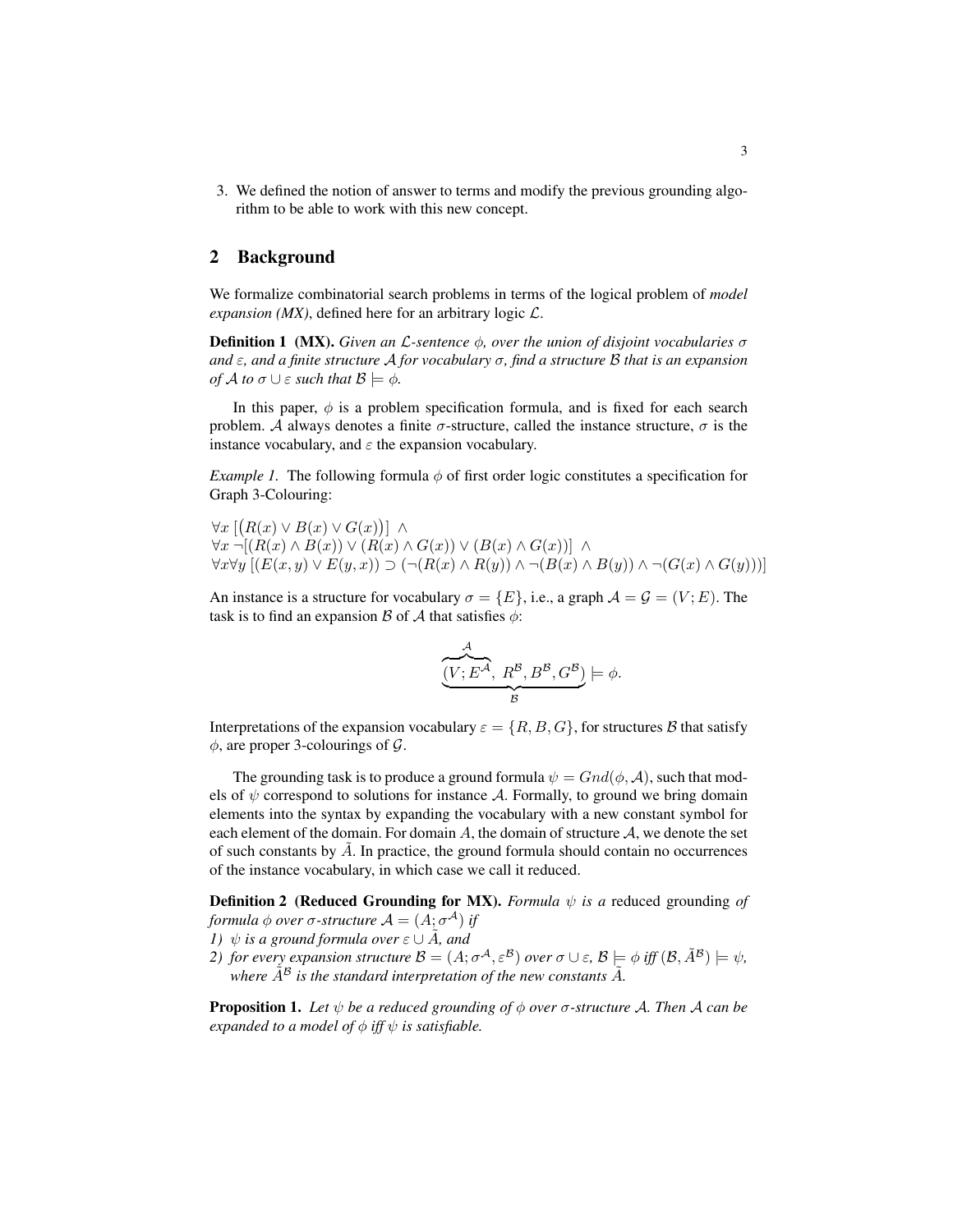3. We defined the notion of answer to terms and modify the previous grounding algorithm to be able to work with this new concept.

## 2 Background

We formalize combinatorial search problems in terms of the logical problem of *model expansion (MX)*, defined here for an arbitrary logic $\mathcal{L}$.

**Definition 1 (MX).** *Given an $\mathcal{L}$-sentence $\phi$, over the union of disjoint vocabularies $\sigma$ and $\varepsilon$, and a finite structure $\mathcal{A}$ for vocabulary $\sigma$, find a structure $\mathcal{B}$ that is an expansion of $\mathcal{A}$ to $\sigma \cup \varepsilon$ such that $\mathcal{B} \models \phi$.*

In this paper, $\phi$ is a problem specification formula, and is fixed for each search problem. $\mathcal{A}$ always denotes a finite $\sigma$-structure, called the instance structure, $\sigma$ is the instance vocabulary, and $\varepsilon$ the expansion vocabulary.

*Example 1.* The following formula $\phi$ of first order logic constitutes a specification for Graph 3-Colouring:

$$
\begin{aligned}
&\forall x \, [\big(R(x) \vee B(x) \vee G(x)\big)] \;\wedge \\
&\forall x \, \neg[(R(x) \wedge B(x)) \vee (R(x) \wedge G(x)) \vee (B(x) \wedge G(x))] \;\wedge \\
&\forall x \forall y \, [(E(x,y) \vee E(y,x)) \supset (\neg(R(x) \wedge R(y)) \wedge \neg(B(x) \wedge B(y)) \wedge \neg(G(x) \wedge G(y)))]
\end{aligned}
$$

An instance is a structure for vocabulary $\sigma = \{E\}$, i.e., a graph $\mathcal{A} = \mathcal{G} = (V; E)$. The task is to find an expansion $\mathcal{B}$ of $\mathcal{A}$ that satisfies $\phi$:

$$
\underbrace{\overbrace{(V; E^{\mathcal{A}},}^{\mathcal{A}} \; R^{\mathcal{B}}, B^{\mathcal{B}}, G^{\mathcal{B}})}_{\mathcal{B}} \models \phi.
$$

Interpretations of the expansion vocabulary $\varepsilon = \{R, B, G\}$, for structures $\mathcal{B}$ that satisfy $\phi$, are proper 3-colourings of $\mathcal{G}$.

The grounding task is to produce a ground formula $\psi = Gnd(\phi, \mathcal{A})$, such that models of $\psi$ correspond to solutions for instance $\mathcal{A}$. Formally, to ground we bring domain elements into the syntax by expanding the vocabulary with a new constant symbol for each element of the domain. For domain $A$, the domain of structure $\mathcal{A}$, we denote the set of such constants by $\tilde{A}$. In practice, the ground formula should contain no occurrences of the instance vocabulary, in which case we call it reduced.

**Definition 2 (Reduced Grounding for MX).** *Formula $\psi$ is a* reduced grounding *of formula $\phi$ over $\sigma$-structure $\mathcal{A} = (A; \sigma^{\mathcal{A}})$ if*
*1) $\psi$ is a ground formula over $\varepsilon \cup \tilde{A}$, and*
*2) for every expansion structure $\mathcal{B} = (A; \sigma^{\mathcal{A}}, \varepsilon^{\mathcal{B}})$ over $\sigma \cup \varepsilon$, $\mathcal{B} \models \phi$ iff $(\mathcal{B}, \tilde{A}^{\mathcal{B}}) \models \psi$, where $\tilde{A}^{\mathcal{B}}$ is the standard interpretation of the new constants $\tilde{A}$.*

**Proposition 1.** *Let $\psi$ be a reduced grounding of $\phi$ over $\sigma$-structure $\mathcal{A}$. Then $\mathcal{A}$ can be expanded to a model of $\phi$ iff $\psi$ is satisfiable.*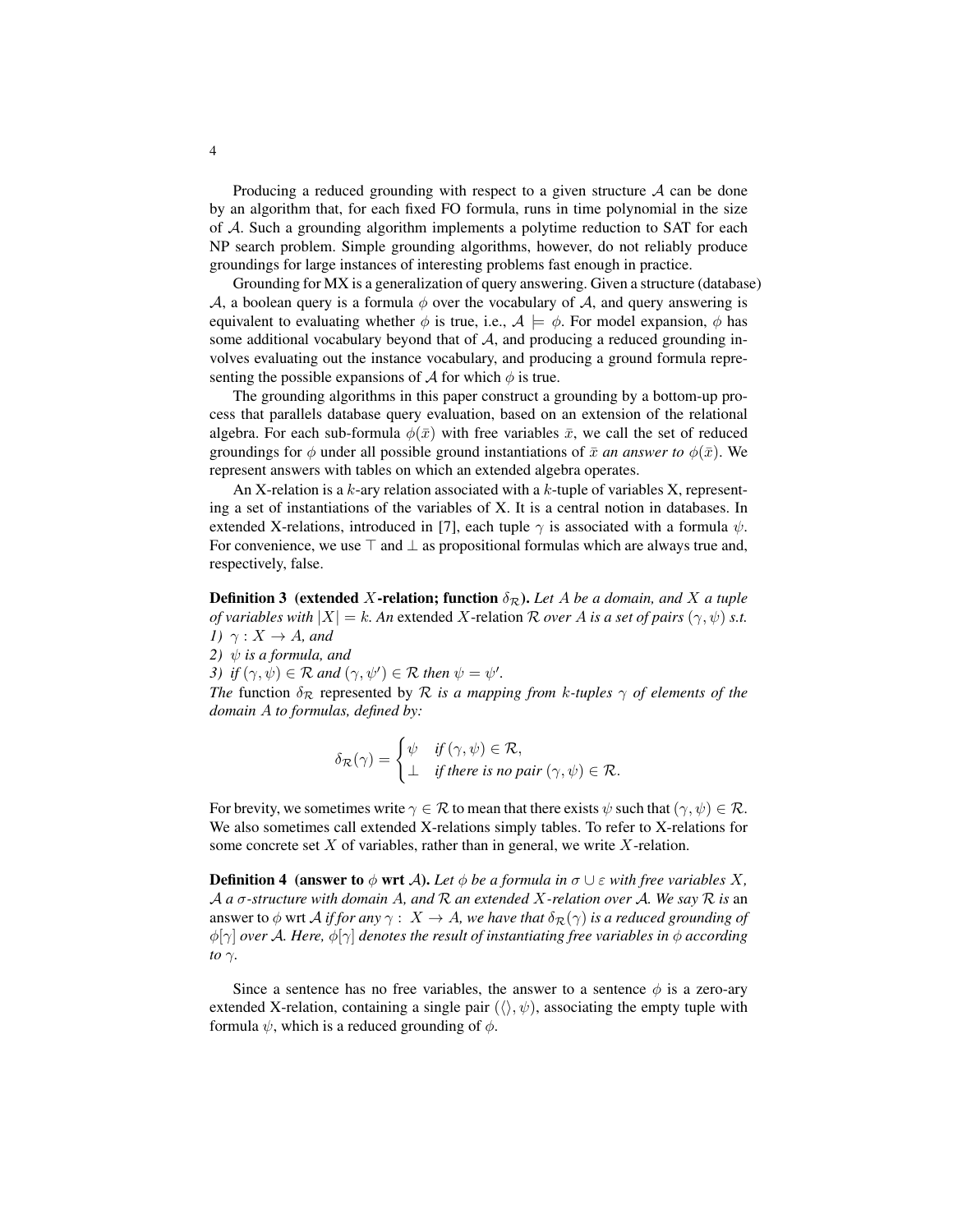Producing a reduced grounding with respect to a given structure $\mathcal{A}$ can be done by an algorithm that, for each fixed FO formula, runs in time polynomial in the size of $\mathcal{A}$. Such a grounding algorithm implements a polytime reduction to SAT for each NP search problem. Simple grounding algorithms, however, do not reliably produce groundings for large instances of interesting problems fast enough in practice.

Grounding for MX is a generalization of query answering. Given a structure (database) $\mathcal{A}$, a boolean query is a formula $\phi$ over the vocabulary of $\mathcal{A}$, and query answering is equivalent to evaluating whether $\phi$ is true, i.e., $\mathcal{A} \models \phi$. For model expansion, $\phi$ has some additional vocabulary beyond that of $\mathcal{A}$, and producing a reduced grounding involves evaluating out the instance vocabulary, and producing a ground formula representing the possible expansions of $\mathcal{A}$ for which $\phi$ is true.

The grounding algorithms in this paper construct a grounding by a bottom-up process that parallels database query evaluation, based on an extension of the relational algebra. For each sub-formula $\phi(\bar{x})$ with free variables $\bar{x}$, we call the set of reduced groundings for $\phi$ under all possible ground instantiations of $\bar{x}$ *an answer to* $\phi(\bar{x})$. We represent answers with tables on which an extended algebra operates.

An X-relation is a $k$-ary relation associated with a $k$-tuple of variables X, representing a set of instantiations of the variables of X. It is a central notion in databases. In extended X-relations, introduced in [7], each tuple $\gamma$ is associated with a formula $\psi$. For convenience, we use $\top$ and $\bot$ as propositional formulas which are always true and, respectively, false.

**Definition 3 (extended $X$-relation; function $\delta_{\mathcal{R}}$).** *Let $A$ be a domain, and $X$ a tuple of variables with $|X| = k$. An* extended $X$-relation $\mathcal{R}$ *over $A$ is a set of pairs $(\gamma, \psi)$ s.t.*
*1) $\gamma : X \to A$, and*
*2) $\psi$ is a formula, and*
*3) if $(\gamma, \psi) \in \mathcal{R}$ and $(\gamma, \psi') \in \mathcal{R}$ then $\psi = \psi'$.*
*The* function $\delta_{\mathcal{R}}$ *represented by $\mathcal{R}$ is a mapping from $k$-tuples $\gamma$ of elements of the domain $A$ to formulas, defined by:*

$$\delta_{\mathcal{R}}(\gamma) = \begin{cases} \psi & \text{if } (\gamma, \psi) \in \mathcal{R}, \\ \bot & \text{if there is no pair } (\gamma, \psi) \in \mathcal{R}. \end{cases}$$

For brevity, we sometimes write $\gamma \in \mathcal{R}$ to mean that there exists $\psi$ such that $(\gamma, \psi) \in \mathcal{R}$. We also sometimes call extended X-relations simply tables. To refer to X-relations for some concrete set $X$ of variables, rather than in general, we write $X$-relation.

**Definition 4 (answer to $\phi$ wrt $\mathcal{A}$).** *Let $\phi$ be a formula in $\sigma \cup \varepsilon$ with free variables $X$, $\mathcal{A}$ a $\sigma$-structure with domain $A$, and $\mathcal{R}$ an extended $X$-relation over $\mathcal{A}$. We say $\mathcal{R}$ is* an answer to $\phi$ wrt $\mathcal{A}$ *if for any $\gamma : X \to A$, we have that $\delta_{\mathcal{R}}(\gamma)$ is a reduced grounding of $\phi[\gamma]$ over $\mathcal{A}$. Here, $\phi[\gamma]$ denotes the result of instantiating free variables in $\phi$ according to $\gamma$.*

Since a sentence has no free variables, the answer to a sentence $\phi$ is a zero-ary extended X-relation, containing a single pair $(\langle\rangle, \psi)$, associating the empty tuple with formula $\psi$, which is a reduced grounding of $\phi$.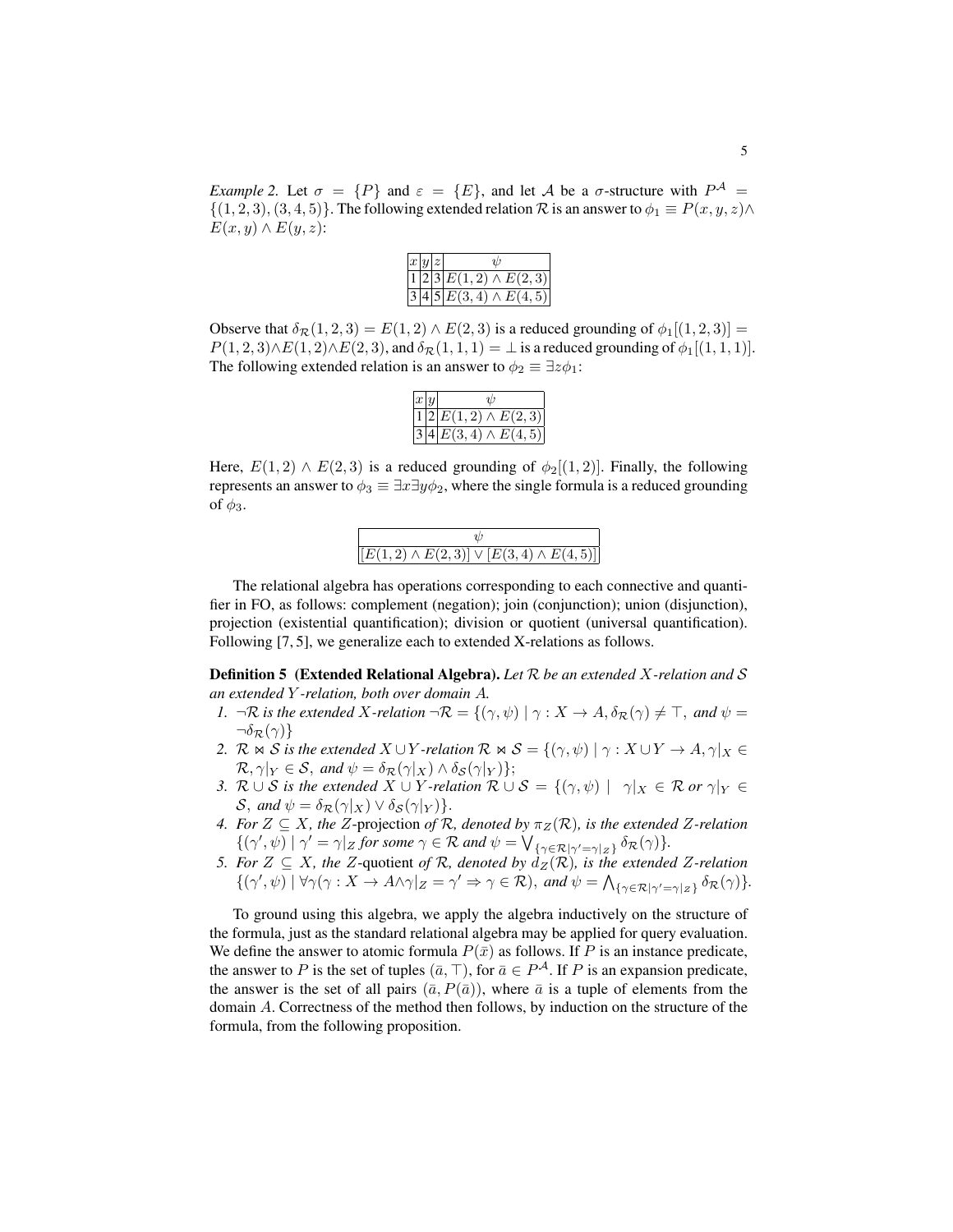*Example 2.* Let $\sigma = \{P\}$ and $\varepsilon = \{E\}$, and let $\mathcal{A}$ be a $\sigma$-structure with $P^{\mathcal{A}} = \{(1,2,3),(3,4,5)\}$. The following extended relation $\mathcal{R}$ is an answer to $\phi_1 \equiv P(x,y,z) \wedge E(x,y) \wedge E(y,z)$:

| $x$ | $y$ | $z$ | $\psi$ |
|---|---|---|---|
| 1 | 2 | 3 | $E(1,2) \wedge E(2,3)$ |
| 3 | 4 | 5 | $E(3,4) \wedge E(4,5)$ |

Observe that $\delta_{\mathcal{R}}(1,2,3) = E(1,2) \wedge E(2,3)$ is a reduced grounding of $\phi_1[(1,2,3)] = P(1,2,3) \wedge E(1,2) \wedge E(2,3)$, and $\delta_{\mathcal{R}}(1,1,1) = \bot$ is a reduced grounding of $\phi_1[(1,1,1)]$. The following extended relation is an answer to $\phi_2 \equiv \exists z \phi_1$:

| $x$ | $y$ | $\psi$ |
|---|---|---|
| 1 | 2 | $E(1,2) \wedge E(2,3)$ |
| 3 | 4 | $E(3,4) \wedge E(4,5)$ |

Here, $E(1,2) \wedge E(2,3)$ is a reduced grounding of $\phi_2[(1,2)]$. Finally, the following represents an answer to $\phi_3 \equiv \exists x \exists y \phi_2$, where the single formula is a reduced grounding of $\phi_3$.

| $\psi$ |
|---|
| $[E(1,2) \wedge E(2,3)] \vee [E(3,4) \wedge E(4,5)]$ |

The relational algebra has operations corresponding to each connective and quantifier in FO, as follows: complement (negation); join (conjunction); union (disjunction), projection (existential quantification); division or quotient (universal quantification). Following [7, 5], we generalize each to extended X-relations as follows.

**Definition 5 (Extended Relational Algebra).** *Let $\mathcal{R}$ be an extended $X$-relation and $\mathcal{S}$ an extended $Y$-relation, both over domain $A$.*

1. *$\neg\mathcal{R}$ is the extended $X$-relation $\neg\mathcal{R} = \{(\gamma, \psi) \mid \gamma : X \to A, \delta_{\mathcal{R}}(\gamma) \neq \top$, and $\psi = \neg\delta_{\mathcal{R}}(\gamma)\}$*
2. *$\mathcal{R} \bowtie \mathcal{S}$ is the extended $X \cup Y$-relation $\mathcal{R} \bowtie \mathcal{S} = \{(\gamma, \psi) \mid \gamma : X \cup Y \to A, \gamma|_X \in \mathcal{R}, \gamma|_Y \in \mathcal{S}$, and $\psi = \delta_{\mathcal{R}}(\gamma|_X) \wedge \delta_{\mathcal{S}}(\gamma|_Y)\}$;*
3. *$\mathcal{R} \cup \mathcal{S}$ is the extended $X \cup Y$-relation $\mathcal{R} \cup \mathcal{S} = \{(\gamma, \psi) \mid \gamma|_X \in \mathcal{R}$ or $\gamma|_Y \in \mathcal{S}$, and $\psi = \delta_{\mathcal{R}}(\gamma|_X) \vee \delta_{\mathcal{S}}(\gamma|_Y)\}$.*
4. *For $Z \subseteq X$, the $Z$-*projection* of $\mathcal{R}$, denoted by $\pi_Z(\mathcal{R})$, is the extended $Z$-relation $\{(\gamma', \psi) \mid \gamma' = \gamma|_Z$ for some $\gamma \in \mathcal{R}$ and $\psi = \bigvee_{\{\gamma \in \mathcal{R} \mid \gamma' = \gamma|_Z\}} \delta_{\mathcal{R}}(\gamma)\}$.*
5. *For $Z \subseteq X$, the $Z$-*quotient* of $\mathcal{R}$, denoted by $d_Z(\mathcal{R})$, is the extended $Z$-relation $\{(\gamma', \psi) \mid \forall\gamma(\gamma : X \to A \wedge \gamma|_Z = \gamma' \Rightarrow \gamma \in \mathcal{R})$, and $\psi = \bigwedge_{\{\gamma \in \mathcal{R} \mid \gamma' = \gamma|_Z\}} \delta_{\mathcal{R}}(\gamma)\}$.*

To ground using this algebra, we apply the algebra inductively on the structure of the formula, just as the standard relational algebra may be applied for query evaluation. We define the answer to atomic formula $P(\bar{x})$ as follows. If $P$ is an instance predicate, the answer to $P$ is the set of tuples $(\bar{a}, \top)$, for $\bar{a} \in P^{\mathcal{A}}$. If $P$ is an expansion predicate, the answer is the set of all pairs $(\bar{a}, P(\bar{a}))$, where $\bar{a}$ is a tuple of elements from the domain $A$. Correctness of the method then follows, by induction on the structure of the formula, from the following proposition.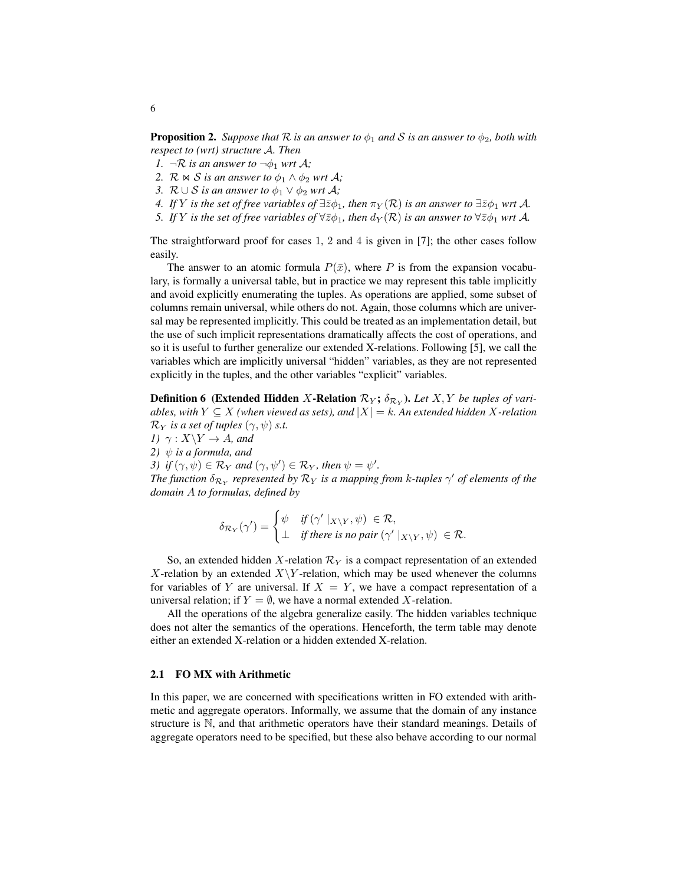**Proposition 2.** *Suppose that $\mathcal{R}$ is an answer to $\phi_1$ and $\mathcal{S}$ is an answer to $\phi_2$, both with respect to (wrt) structure $\mathcal{A}$. Then*

1. *$\neg\mathcal{R}$ is an answer to $\neg\phi_1$ wrt $\mathcal{A}$;*
2. *$\mathcal{R} \bowtie \mathcal{S}$ is an answer to $\phi_1 \wedge \phi_2$ wrt $\mathcal{A}$;*
3. *$\mathcal{R} \cup \mathcal{S}$ is an answer to $\phi_1 \vee \phi_2$ wrt $\mathcal{A}$;*
4. *If $Y$ is the set of free variables of $\exists\bar{z}\phi_1$, then $\pi_Y(\mathcal{R})$ is an answer to $\exists\bar{z}\phi_1$ wrt $\mathcal{A}$.*
5. *If $Y$ is the set of free variables of $\forall\bar{z}\phi_1$, then $d_Y(\mathcal{R})$ is an answer to $\forall\bar{z}\phi_1$ wrt $\mathcal{A}$.*

The straightforward proof for cases 1, 2 and 4 is given in [7]; the other cases follow easily.

The answer to an atomic formula $P(\bar{x})$, where $P$ is from the expansion vocabulary, is formally a universal table, but in practice we may represent this table implicitly and avoid explicitly enumerating the tuples. As operations are applied, some subset of columns remain universal, while others do not. Again, those columns which are universal may be represented implicitly. This could be treated as an implementation detail, but the use of such implicit representations dramatically affects the cost of operations, and so it is useful to further generalize our extended X-relations. Following [5], we call the variables which are implicitly universal "hidden" variables, as they are not represented explicitly in the tuples, and the other variables "explicit" variables.

**Definition 6 (Extended Hidden $X$-Relation $\mathcal{R}_Y$; $\delta_{\mathcal{R}_Y}$).** *Let $X, Y$ be tuples of variables, with $Y \subseteq X$ (when viewed as sets), and $|X| = k$. An extended hidden $X$-relation $\mathcal{R}_Y$ is a set of tuples $(\gamma, \psi)$ s.t.*
*1) $\gamma : X\backslash Y \to A$, and*
*2) $\psi$ is a formula, and*
*3) if $(\gamma, \psi) \in \mathcal{R}_Y$ and $(\gamma, \psi') \in \mathcal{R}_Y$, then $\psi = \psi'$.*
*The function $\delta_{\mathcal{R}_Y}$ represented by $\mathcal{R}_Y$ is a mapping from $k$-tuples $\gamma'$ of elements of the domain $A$ to formulas, defined by*

$$\delta_{\mathcal{R}_Y}(\gamma') = \begin{cases} \psi & \text{if } (\gamma'\mid_{X\backslash Y}, \psi) \in \mathcal{R}, \\ \bot & \text{if there is no pair } (\gamma'\mid_{X\backslash Y}, \psi) \in \mathcal{R}. \end{cases}$$

So, an extended hidden $X$-relation $\mathcal{R}_Y$ is a compact representation of an extended $X$-relation by an extended $X\backslash Y$-relation, which may be used whenever the columns for variables of $Y$ are universal. If $X = Y$, we have a compact representation of a universal relation; if $Y = \emptyset$, we have a normal extended $X$-relation.

All the operations of the algebra generalize easily. The hidden variables technique does not alter the semantics of the operations. Henceforth, the term table may denote either an extended X-relation or a hidden extended X-relation.

### 2.1 FO MX with Arithmetic

In this paper, we are concerned with specifications written in FO extended with arithmetic and aggregate operators. Informally, we assume that the domain of any instance structure is $\mathbb{N}$, and that arithmetic operators have their standard meanings. Details of aggregate operators need to be specified, but these also behave according to our normal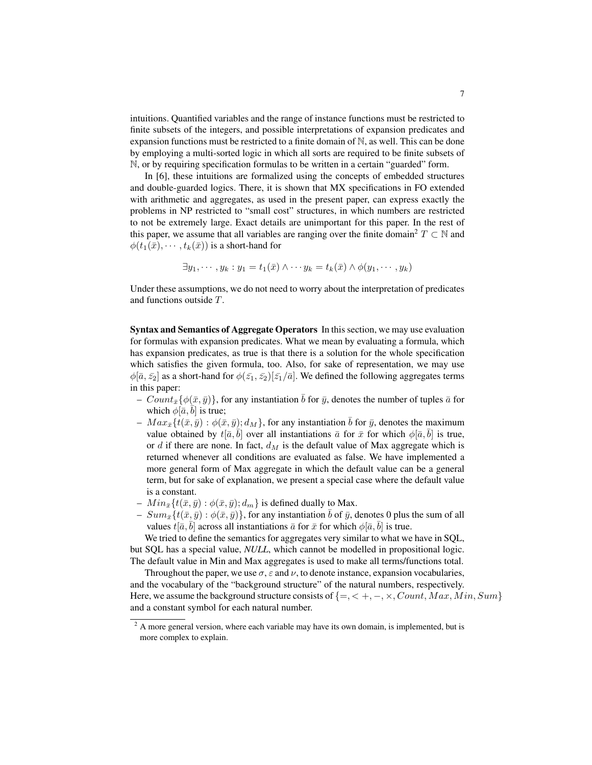intuitions. Quantified variables and the range of instance functions must be restricted to finite subsets of the integers, and possible interpretations of expansion predicates and expansion functions must be restricted to a finite domain of $\mathbb{N}$, as well. This can be done by employing a multi-sorted logic in which all sorts are required to be finite subsets of $\mathbb{N}$, or by requiring specification formulas to be written in a certain "guarded" form.

In [6], these intuitions are formalized using the concepts of embedded structures and double-guarded logics. There, it is shown that MX specifications in FO extended with arithmetic and aggregates, as used in the present paper, can express exactly the problems in NP restricted to "small cost" structures, in which numbers are restricted to not be extremely large. Exact details are unimportant for this paper. In the rest of this paper, we assume that all variables are ranging over the finite domain[2] $T \subset \mathbb{N}$ and $\phi(t_1(\bar{x}), \cdots, t_k(\bar{x}))$ is a short-hand for

$$\exists y_1, \cdots, y_k : y_1 = t_1(\bar{x}) \wedge \cdots y_k = t_k(\bar{x}) \wedge \phi(y_1, \cdots, y_k)$$

Under these assumptions, we do not need to worry about the interpretation of predicates and functions outside $T$.

**Syntax and Semantics of Aggregate Operators** In this section, we may use evaluation for formulas with expansion predicates. What we mean by evaluating a formula, which has expansion predicates, as true is that there is a solution for the whole specification which satisfies the given formula, too. Also, for sake of representation, we may use $\phi[\bar{a}, \bar{z_2}]$ as a short-hand for $\phi(\bar{z_1}, \bar{z_2})[\bar{z_1}/\bar{a}]$. We defined the following aggregates terms in this paper:

- $Count_{\bar{x}}\{\phi(\bar{x}, \bar{y})\}$, for any instantiation $\bar{b}$ for $\bar{y}$, denotes the number of tuples $\bar{a}$ for which $\phi[\bar{a}, \bar{b}]$ is true;
- $Max_{\bar{x}}\{t(\bar{x}, \bar{y}) : \phi(\bar{x}, \bar{y}); d_M\}$, for any instantiation $\bar{b}$ for $\bar{y}$, denotes the maximum value obtained by $t[\bar{a}, \bar{b}]$ over all instantiations $\bar{a}$ for $\bar{x}$ for which $\phi[\bar{a}, \bar{b}]$ is true, or $d$ if there are none. In fact, $d_M$ is the default value of Max aggregate which is returned whenever all conditions are evaluated as false. We have implemented a more general form of Max aggregate in which the default value can be a general term, but for sake of explanation, we present a special case where the default value is a constant.
- $Min_{\bar{x}}\{t(\bar{x}, \bar{y}) : \phi(\bar{x}, \bar{y}); d_m\}$ is defined dually to Max.
- $Sum_{\bar{x}}\{t(\bar{x}, \bar{y}) : \phi(\bar{x}, \bar{y})\}$, for any instantiation $\bar{b}$ of $\bar{y}$, denotes 0 plus the sum of all values $t[\bar{a}, \bar{b}]$ across all instantiations $\bar{a}$ for $\bar{x}$ for which $\phi[\bar{a}, \bar{b}]$ is true.

We tried to define the semantics for aggregates very similar to what we have in SQL, but SQL has a special value, *NULL*, which cannot be modelled in propositional logic. The default value in Min and Max aggregates is used to make all terms/functions total.

Throughout the paper, we use $\sigma$, $\varepsilon$ and $\nu$, to denote instance, expansion vocabularies, and the vocabulary of the "background structure" of the natural numbers, respectively. Here, we assume the background structure consists of $\{=, < +, -, \times, Count, Max, Min, Sum\}$ and a constant symbol for each natural number.

[2] A more general version, where each variable may have its own domain, is implemented, but is more complex to explain.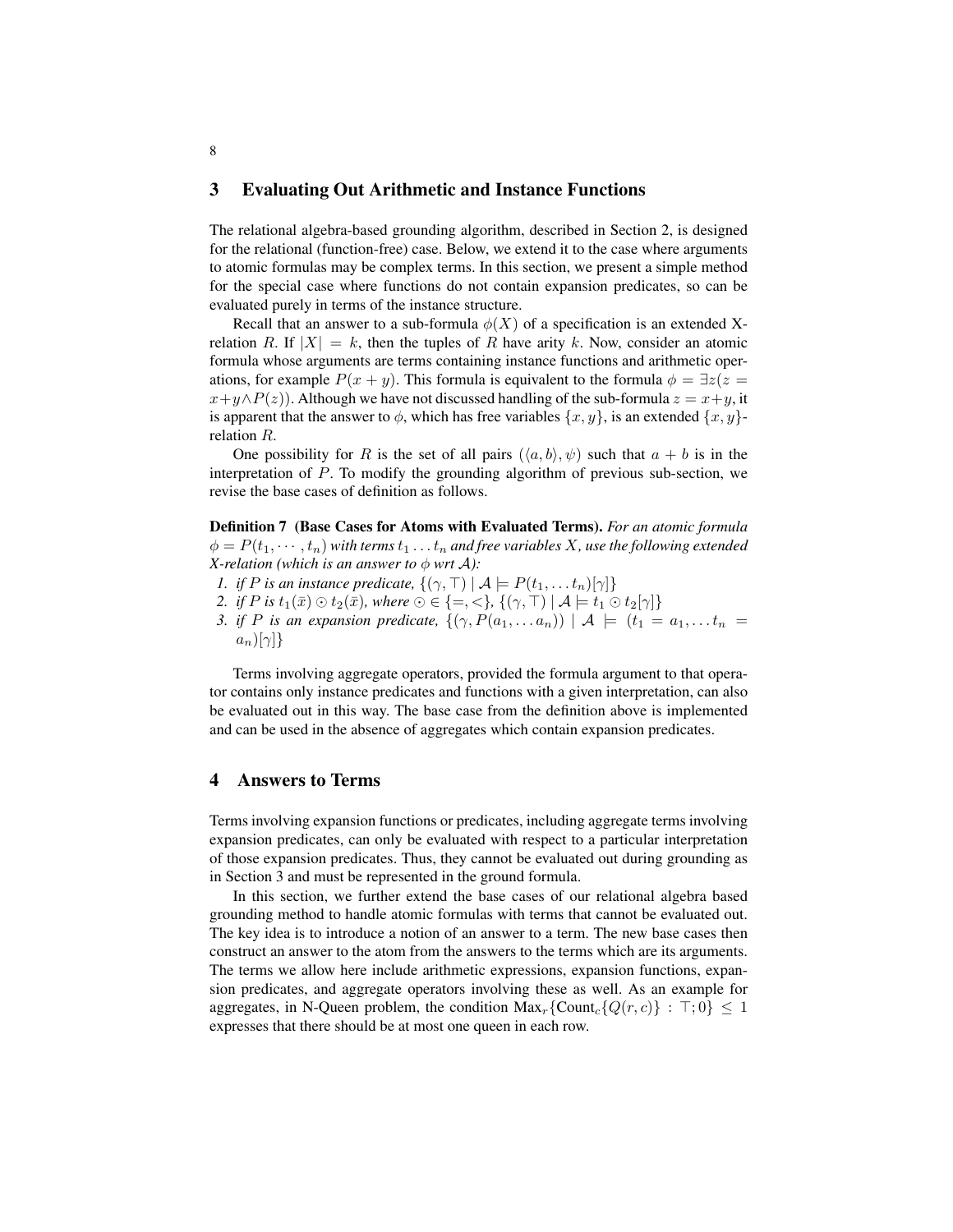## 3 Evaluating Out Arithmetic and Instance Functions

The relational algebra-based grounding algorithm, described in Section 2, is designed for the relational (function-free) case. Below, we extend it to the case where arguments to atomic formulas may be complex terms. In this section, we present a simple method for the special case where functions do not contain expansion predicates, so can be evaluated purely in terms of the instance structure.

Recall that an answer to a sub-formula $\phi(X)$ of a specification is an extended X-relation $R$. If $|X| = k$, then the tuples of $R$ have arity $k$. Now, consider an atomic formula whose arguments are terms containing instance functions and arithmetic operations, for example $P(x + y)$. This formula is equivalent to the formula $\phi = \exists z(z = x+y \wedge P(z))$. Although we have not discussed handling of the sub-formula $z = x+y$, it is apparent that the answer to $\phi$, which has free variables $\{x, y\}$, is an extended $\{x, y\}$-relation $R$.

One possibility for $R$ is the set of all pairs $(\langle a, b\rangle, \psi)$ such that $a + b$ is in the interpretation of $P$. To modify the grounding algorithm of previous sub-section, we revise the base cases of definition as follows.

**Definition 7 (Base Cases for Atoms with Evaluated Terms).** *For an atomic formula $\phi = P(t_1, \cdots, t_n)$ with terms $t_1 \ldots t_n$ and free variables $X$, use the following extended X-relation (which is an answer to $\phi$ wrt $\mathcal{A}$):*

1. *if $P$ is an instance predicate, $\{(\gamma, \top) \mid \mathcal{A} \models P(t_1, \ldots t_n)[\gamma]\}$*
2. *if $P$ is $t_1(\bar{x}) \odot t_2(\bar{x})$, where $\odot \in \{=, <\}$, $\{(\gamma, \top) \mid \mathcal{A} \models t_1 \odot t_2[\gamma]\}$*
3. *if $P$ is an expansion predicate, $\{(\gamma, P(a_1, \ldots a_n)) \mid \mathcal{A} \models (t_1 = a_1, \ldots t_n = a_n)[\gamma]\}$*

Terms involving aggregate operators, provided the formula argument to that operator contains only instance predicates and functions with a given interpretation, can also be evaluated out in this way. The base case from the definition above is implemented and can be used in the absence of aggregates which contain expansion predicates.

## 4 Answers to Terms

Terms involving expansion functions or predicates, including aggregate terms involving expansion predicates, can only be evaluated with respect to a particular interpretation of those expansion predicates. Thus, they cannot be evaluated out during grounding as in Section 3 and must be represented in the ground formula.

In this section, we further extend the base cases of our relational algebra based grounding method to handle atomic formulas with terms that cannot be evaluated out. The key idea is to introduce a notion of an answer to a term. The new base cases then construct an answer to the atom from the answers to the terms which are its arguments. The terms we allow here include arithmetic expressions, expansion functions, expansion predicates, and aggregate operators involving these as well. As an example for aggregates, in N-Queen problem, the condition $\text{Max}_r\{\text{Count}_c\{Q(r, c)\} : \top; 0\} \leq 1$ expresses that there should be at most one queen in each row.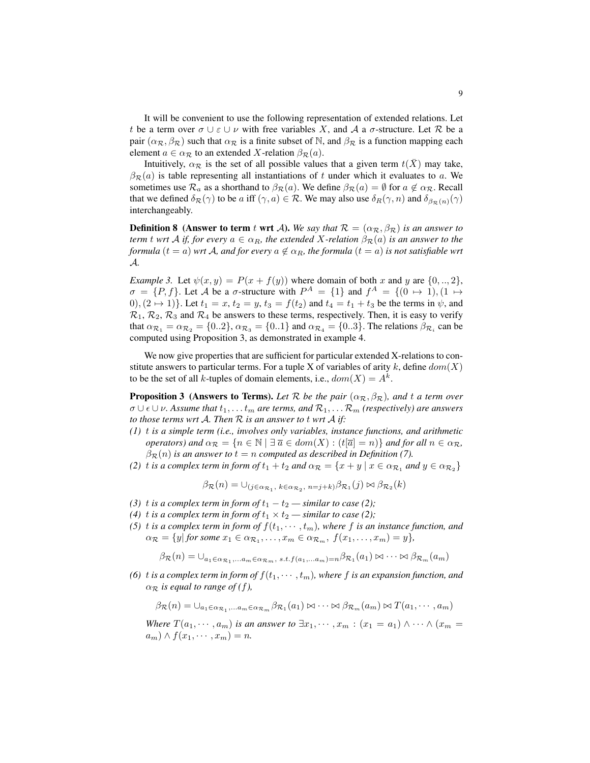It will be convenient to use the following representation of extended relations. Let $t$ be a term over $\sigma \cup \varepsilon \cup \nu$ with free variables $X$, and $\mathcal{A}$ a $\sigma$-structure. Let $\mathcal{R}$ be a pair $(\alpha_{\mathcal{R}}, \beta_{\mathcal{R}})$ such that $\alpha_{\mathcal{R}}$ is a finite subset of $\mathbb{N}$, and $\beta_{\mathcal{R}}$ is a function mapping each element $a \in \alpha_{\mathcal{R}}$ to an extended $X$-relation $\beta_{\mathcal{R}}(a)$.

Intuitively, $\alpha_{\mathcal{R}}$ is the set of all possible values that a given term $t(\bar{X})$ may take, $\beta_{\mathcal{R}}(a)$ is table representing all instantiations of $t$ under which it evaluates to $a$. We sometimes use $\mathcal{R}_a$ as a shorthand to $\beta_{\mathcal{R}}(a)$. We define $\beta_{\mathcal{R}}(a) = \emptyset$ for $a \notin \alpha_{\mathcal{R}}$. Recall that we defined $\delta_{\mathcal{R}}(\gamma)$ to be $a$ iff $(\gamma, a) \in \mathcal{R}$. We may also use $\delta_R(\gamma, n)$ and $\delta_{\beta_{\mathcal{R}}(n)}(\gamma)$ interchangeably.

**Definition 8 (Answer to term $t$ wrt $\mathcal{A}$).** *We say that $\mathcal{R} = (\alpha_{\mathcal{R}}, \beta_{\mathcal{R}})$ is an answer to term $t$ wrt $\mathcal{A}$ if, for every $a \in \alpha_R$, the extended $X$-relation $\beta_{\mathcal{R}}(a)$ is an answer to the formula $(t = a)$ wrt $\mathcal{A}$, and for every $a \notin \alpha_R$, the formula $(t = a)$ is not satisfiable wrt $\mathcal{A}$.*

*Example 3.* Let $\psi(x, y) = P(x + f(y))$ where domain of both $x$ and $y$ are $\{0, .., 2\}$, $\sigma = \{P, f\}$. Let $\mathcal{A}$ be a $\sigma$-structure with $P^A = \{1\}$ and $f^A = \{(0 \mapsto 1), (1 \mapsto 0), (2 \mapsto 1)\}$. Let $t_1 = x$, $t_2 = y$, $t_3 = f(t_2)$ and $t_4 = t_1 + t_3$ be the terms in $\psi$, and $\mathcal{R}_1$, $\mathcal{R}_2$, $\mathcal{R}_3$ and $\mathcal{R}_4$ be answers to these terms, respectively. Then, it is easy to verify that $\alpha_{\mathcal{R}_1} = \alpha_{\mathcal{R}_2} = \{0..2\}$, $\alpha_{\mathcal{R}_3} = \{0..1\}$ and $\alpha_{\mathcal{R}_4} = \{0..3\}$. The relations $\beta_{\mathcal{R}_i}$ can be computed using Proposition 3, as demonstrated in example 4.

We now give properties that are sufficient for particular extended X-relations to constitute answers to particular terms. For a tuple X of variables of arity $k$, define $dom(X)$ to be the set of all $k$-tuples of domain elements, i.e., $dom(X) = A^k$.

**Proposition 3 (Answers to Terms).** *Let $\mathcal{R}$ be the pair $(\alpha_{\mathcal{R}}, \beta_{\mathcal{R}})$, and $t$ a term over $\sigma \cup \epsilon \cup \nu$. Assume that $t_1, \ldots t_m$ are terms, and $\mathcal{R}_1, \ldots \mathcal{R}_m$ (respectively) are answers to those terms wrt $\mathcal{A}$. Then $\mathcal{R}$ is an answer to $t$ wrt $\mathcal{A}$ if:*

*(1) $t$ is a simple term (i.e., involves only variables, instance functions, and arithmetic operators) and $\alpha_{\mathcal{R}} = \{n \in \mathbb{N} \mid \exists\, \overline{a} \in dom(X) : (t[\overline{a}] = n)\}$ and for all $n \in \alpha_{\mathcal{R}}$, $\beta_{\mathcal{R}}(n)$ is an answer to $t = n$ computed as described in Definition (7).*

*(2) $t$ is a complex term in form of $t_1 + t_2$ and $\alpha_{\mathcal{R}} = \{x + y \mid x \in \alpha_{\mathcal{R}_1}$ and $y \in \alpha_{\mathcal{R}_2}\}$*

$$\beta_{\mathcal{R}}(n) = \cup_{(j \in \alpha_{\mathcal{R}_1},\, k \in \alpha_{\mathcal{R}_2},\, n = j+k)} \beta_{\mathcal{R}_1}(j) \bowtie \beta_{\mathcal{R}_2}(k)$$

*(3) $t$ is a complex term in form of $t_1 - t_2$ — similar to case (2);*

*(4) $t$ is a complex term in form of $t_1 \times t_2$ — similar to case (2);*

*(5) $t$ is a complex term in form of $f(t_1, \cdots, t_m)$, where $f$ is an instance function, and $\alpha_{\mathcal{R}} = \{y \mid$ for some $x_1 \in \alpha_{\mathcal{R}_1}, \ldots, x_m \in \alpha_{\mathcal{R}_m},\ f(x_1, \ldots, x_m) = y\}$,*

$$\beta_{\mathcal{R}}(n) = \cup_{a_1 \in \alpha_{\mathcal{R}_1}, \ldots a_m \in \alpha_{\mathcal{R}_m},\ s.t. f(a_1, \ldots a_m) = n} \beta_{\mathcal{R}_1}(a_1) \bowtie \cdots \bowtie \beta_{\mathcal{R}_m}(a_m)$$

*(6) $t$ is a complex term in form of $f(t_1, \cdots, t_m)$, where $f$ is an expansion function, and $\alpha_{\mathcal{R}}$ is equal to range of $(f)$,*

$$\beta_{\mathcal{R}}(n) = \cup_{a_1 \in \alpha_{\mathcal{R}_1}, \ldots a_m \in \alpha_{\mathcal{R}_m}} \beta_{\mathcal{R}_1}(a_1) \bowtie \cdots \bowtie \beta_{\mathcal{R}_m}(a_m) \bowtie T(a_1, \cdots, a_m)$$

*Where $T(a_1, \cdots, a_m)$ is an answer to $\exists x_1, \cdots, x_m : (x_1 = a_1) \wedge \cdots \wedge (x_m = a_m) \wedge f(x_1, \cdots, x_m) = n$.*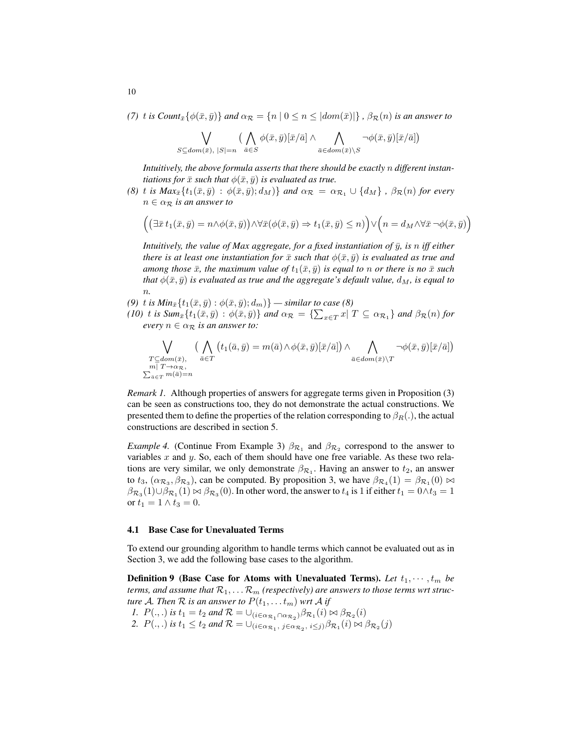(7) *t is* $Count_{\bar{x}}\{\phi(\bar{x},\bar{y})\}$ *and* $\alpha_{\mathcal{R}} = \{n \mid 0 \leq n \leq |dom(\bar{x})|\}$ , $\beta_{\mathcal{R}}(n)$ *is an answer to*

$$\bigvee_{S \subseteq dom(\bar{x}),\ |S|=n} \big( \bigwedge_{\bar{a} \in S} \phi(\bar{x},\bar{y})[\bar{x}/\bar{a}] \wedge \bigwedge_{\bar{a} \in dom(\bar{x}) \setminus S} \neg\phi(\bar{x},\bar{y})[\bar{x}/\bar{a}]\big)$$

*Intuitively, the above formula asserts that there should be exactly* $n$ *different instantiations for* $\bar{x}$ *such that* $\phi(\bar{x},\bar{y})$ *is evaluated as true.*

(8) *t is* $Max_{\bar{x}}\{t_1(\bar{x},\bar{y}) : \phi(\bar{x},\bar{y}); d_M)\}$ *and* $\alpha_{\mathcal{R}} = \alpha_{\mathcal{R}_1} \cup \{d_M\}$ , $\beta_{\mathcal{R}}(n)$ *for every* $n \in \alpha_{\mathcal{R}}$ *is an answer to*

$$\Big(\big(\exists \bar{x}\, t_1(\bar{x},\bar{y}) = n \wedge \phi(\bar{x},\bar{y})\big) \wedge \forall \bar{x}(\phi(\bar{x},\bar{y}) \Rightarrow t_1(\bar{x},\bar{y}) \leq n)\Big) \vee \Big(n = d_M \wedge \forall \bar{x}\, \neg\phi(\bar{x},\bar{y})\Big)$$

*Intuitively, the value of Max aggregate, for a fixed instantiation of* $\bar{y}$*, is* $n$ *iff either there is at least one instantiation for* $\bar{x}$ *such that* $\phi(\bar{x},\bar{y})$ *is evaluated as true and among those* $\bar{x}$*, the maximum value of* $t_1(\bar{x},\bar{y})$ *is equal to* $n$ *or there is no* $\bar{x}$ *such that* $\phi(\bar{x},\bar{y})$ *is evaluated as true and the aggregate's default value,* $d_M$*, is equal to* $n$*.*

(9) *t is* $Min_{\bar{x}}\{t_1(\bar{x},\bar{y}) : \phi(\bar{x},\bar{y}); d_m)\}$ *— similar to case (8)*

(10) *t is* $Sum_{\bar{x}}\{t_1(\bar{x},\bar{y}) : \phi(\bar{x},\bar{y})\}$ *and* $\alpha_{\mathcal{R}} = \{\sum_{x \in T} x \mid T \subseteq \alpha_{\mathcal{R}_1}\}$ *and* $\beta_{\mathcal{R}}(n)$ *for every* $n \in \alpha_{\mathcal{R}}$ *is an answer to:*

$$\bigvee_{\substack{T \subseteq dom(\bar{x}),\\ m \mid T \to \alpha_{\mathcal{R}},\\ \sum_{\bar{a} \in T} m(\bar{a}) = n}} \big( \bigwedge_{\bar{a} \in T} \big(t_1(\bar{a},\bar{y}) = m(\bar{a}) \wedge \phi(\bar{x},\bar{y})[\bar{x}/\bar{a}]\big) \wedge \bigwedge_{\bar{a} \in dom(\bar{x}) \setminus T} \neg\phi(\bar{x},\bar{y})[\bar{x}/\bar{a}]\big)$$

*Remark 1.* Although properties of answers for aggregate terms given in Proposition (3) can be seen as constructions too, they do not demonstrate the actual constructions. We presented them to define the properties of the relation corresponding to $\beta_R(.)$, the actual constructions are described in section 5.

*Example 4.* (Continue From Example 3) $\beta_{\mathcal{R}_1}$ and $\beta_{\mathcal{R}_2}$ correspond to the answer to variables $x$ and $y$. So, each of them should have one free variable. As these two relations are very similar, we only demonstrate $\beta_{\mathcal{R}_1}$. Having an answer to $t_2$, an answer to $t_3$, $(\alpha_{\mathcal{R}_3}, \beta_{\mathcal{R}_3})$, can be computed. By proposition 3, we have $\beta_{\mathcal{R}_4}(1) = \beta_{\mathcal{R}_1}(0) \bowtie \beta_{\mathcal{R}_3}(1) \cup \beta_{\mathcal{R}_1}(1) \bowtie \beta_{\mathcal{R}_3}(0)$. In other word, the answer to $t_4$ is 1 if either $t_1 = 0 \wedge t_3 = 1$ or $t_1 = 1 \wedge t_3 = 0$.

### 4.1 Base Case for Unevaluated Terms

To extend our grounding algorithm to handle terms which cannot be evaluated out as in Section 3, we add the following base cases to the algorithm.

**Definition 9 (Base Case for Atoms with Unevaluated Terms).** *Let* $t_1, \cdots, t_m$ *be terms, and assume that* $\mathcal{R}_1, \ldots \mathcal{R}_m$ *(respectively) are answers to those terms wrt structure* $\mathcal{A}$*. Then* $\mathcal{R}$ *is an answer to* $P(t_1, \ldots t_m)$ *wrt* $\mathcal{A}$ *if*

1. $P(.,.)$ *is* $t_1 = t_2$ *and* $\mathcal{R} = \cup_{(i \in \alpha_{\mathcal{R}_1} \cap \alpha_{\mathcal{R}_2})} \beta_{\mathcal{R}_1}(i) \bowtie \beta_{\mathcal{R}_2}(i)$
2. $P(.,.)$ *is* $t_1 \leq t_2$ *and* $\mathcal{R} = \cup_{(i \in \alpha_{\mathcal{R}_1},\ j \in \alpha_{\mathcal{R}_2},\ i \leq j)} \beta_{\mathcal{R}_1}(i) \bowtie \beta_{\mathcal{R}_2}(j)$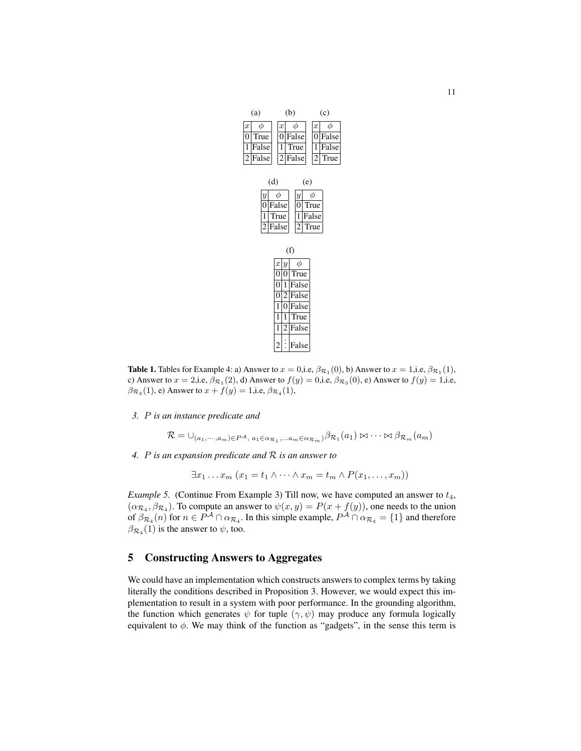(a)

| $x$ | $\phi$ |
|---|---|
| 0 | True |
| 1 | False |
| 2 | False |

(b)

| $x$ | $\phi$ |
|---|---|
| 0 | False |
| 1 | True |
| 2 | False |

(c)

| $x$ | $\phi$ |
|---|---|
| 0 | False |
| 1 | False |
| 2 | True |

(d)

| $y$ | $\phi$ |
|---|---|
| 0 | False |
| 1 | True |
| 2 | False |

(e)

| $y$ | $\phi$ |
|---|---|
| 0 | True |
| 1 | False |
| 2 | True |

(f)

| $x$ | $y$ | $\phi$ |
|---|---|---|
| 0 | 0 | True |
| 0 | 1 | False |
| 0 | 2 | False |
| 1 | 0 | False |
| 1 | 1 | True |
| 1 | 2 | False |
| 2 | ⋮ | False |

**Table 1.** Tables for Example 4: a) Answer to $x = 0$,i.e, $\beta_{\mathcal{R}_1}(0)$, b) Answer to $x = 1$,i.e, $\beta_{\mathcal{R}_1}(1)$, c) Answer to $x = 2$,i.e, $\beta_{\mathcal{R}_1}(2)$, d) Answer to $f(y) = 0$,i.e, $\beta_{\mathcal{R}_3}(0)$, e) Answer to $f(y) = 1$,i.e, $\beta_{\mathcal{R}_3}(1)$, e) Answer to $x + f(y) = 1$,i.e, $\beta_{\mathcal{R}_4}(1)$,

*3. $P$ is an instance predicate and*

$$\mathcal{R} = \cup_{(a_1,\cdots,a_m)\in P^{\mathcal{A}},\ a_1\in\alpha_{\mathcal{R}_1},\ldots a_m\in\alpha_{\mathcal{R}_m})}\beta_{\mathcal{R}_1}(a_1) \bowtie \cdots \bowtie \beta_{\mathcal{R}_m}(a_m)$$

*4. $P$ is an expansion predicate and $\mathcal{R}$ is an answer to*

$$\exists x_1 \ldots x_m\ (x_1 = t_1 \wedge \cdots \wedge x_m = t_m \wedge P(x_1, \ldots, x_m))$$

*Example 5.* (Continue From Example 3) Till now, we have computed an answer to $t_4$, $(\alpha_{\mathcal{R}_4}, \beta_{\mathcal{R}_4})$. To compute an answer to $\psi(x, y) = P(x + f(y))$, one needs to the union of $\beta_{\mathcal{R}_4}(n)$ for $n \in P^{\mathcal{A}} \cap \alpha_{\mathcal{R}_4}$. In this simple example, $P^{\mathcal{A}} \cap \alpha_{\mathcal{R}_4} = \{1\}$ and therefore $\beta_{\mathcal{R}_4}(1)$ is the answer to $\psi$, too.

## 5 Constructing Answers to Aggregates

We could have an implementation which constructs answers to complex terms by taking literally the conditions described in Proposition 3. However, we would expect this implementation to result in a system with poor performance. In the grounding algorithm, the function which generates $\psi$ for tuple $(\gamma, \psi)$ may produce any formula logically equivalent to $\phi$. We may think of the function as "gadgets", in the sense this term is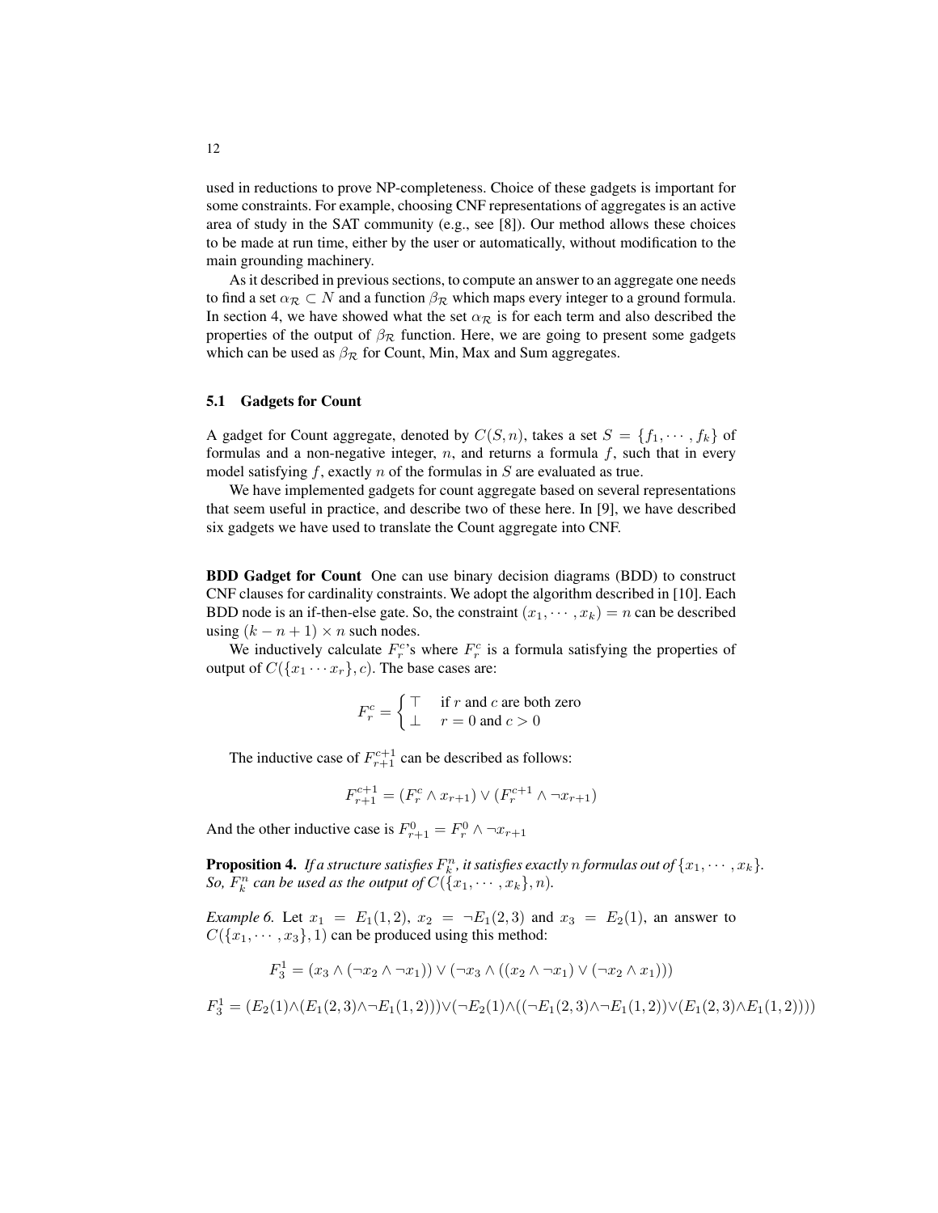used in reductions to prove NP-completeness. Choice of these gadgets is important for some constraints. For example, choosing CNF representations of aggregates is an active area of study in the SAT community (e.g., see [8]). Our method allows these choices to be made at run time, either by the user or automatically, without modification to the main grounding machinery.

As it described in previous sections, to compute an answer to an aggregate one needs to find a set $\alpha_{\mathcal{R}} \subset N$ and a function $\beta_{\mathcal{R}}$ which maps every integer to a ground formula. In section 4, we have showed what the set $\alpha_{\mathcal{R}}$ is for each term and also described the properties of the output of $\beta_{\mathcal{R}}$ function. Here, we are going to present some gadgets which can be used as $\beta_{\mathcal{R}}$ for Count, Min, Max and Sum aggregates.

### 5.1 Gadgets for Count

A gadget for Count aggregate, denoted by $C(S, n)$, takes a set $S = \{f_1, \cdots, f_k\}$ of formulas and a non-negative integer, $n$, and returns a formula $f$, such that in every model satisfying $f$, exactly $n$ of the formulas in $S$ are evaluated as true.

We have implemented gadgets for count aggregate based on several representations that seem useful in practice, and describe two of these here. In [9], we have described six gadgets we have used to translate the Count aggregate into CNF.

**BDD Gadget for Count** One can use binary decision diagrams (BDD) to construct CNF clauses for cardinality constraints. We adopt the algorithm described in [10]. Each BDD node is an if-then-else gate. So, the constraint $(x_1, \cdots, x_k) = n$ can be described using $(k - n + 1) \times n$ such nodes.

We inductively calculate $F_r^c$'s where $F_r^c$ is a formula satisfying the properties of output of $C(\{x_1 \cdots x_r\}, c)$. The base cases are:

$$F_r^c = \begin{cases} \top & \text{if } r \text{ and } c \text{ are both zero} \\ \bot & r = 0 \text{ and } c > 0 \end{cases}$$

The inductive case of $F_{r+1}^{c+1}$ can be described as follows:

$$F_{r+1}^{c+1} = (F_r^c \wedge x_{r+1}) \vee (F_r^{c+1} \wedge \neg x_{r+1})$$

And the other inductive case is $F_{r+1}^0 = F_r^0 \wedge \neg x_{r+1}$

**Proposition 4.** *If a structure satisfies $F_k^n$, it satisfies exactly n formulas out of $\{x_1, \cdots, x_k\}$. So, $F_k^n$ can be used as the output of $C(\{x_1, \cdots, x_k\}, n)$.*

*Example 6.* Let $x_1 = E_1(1, 2)$, $x_2 = \neg E_1(2, 3)$ and $x_3 = E_2(1)$, an answer to $C(\{x_1, \cdots, x_3\}, 1)$ can be produced using this method:

$$F_3^1 = (x_3 \wedge (\neg x_2 \wedge \neg x_1)) \vee (\neg x_3 \wedge ((x_2 \wedge \neg x_1) \vee (\neg x_2 \wedge x_1)))$$

$$F_3^1 = (E_2(1) \wedge (E_1(2,3) \wedge \neg E_1(1,2))) \vee (\neg E_2(1) \wedge ((\neg E_1(2,3) \wedge \neg E_1(1,2)) \vee (E_1(2,3) \wedge E_1(1,2))))$$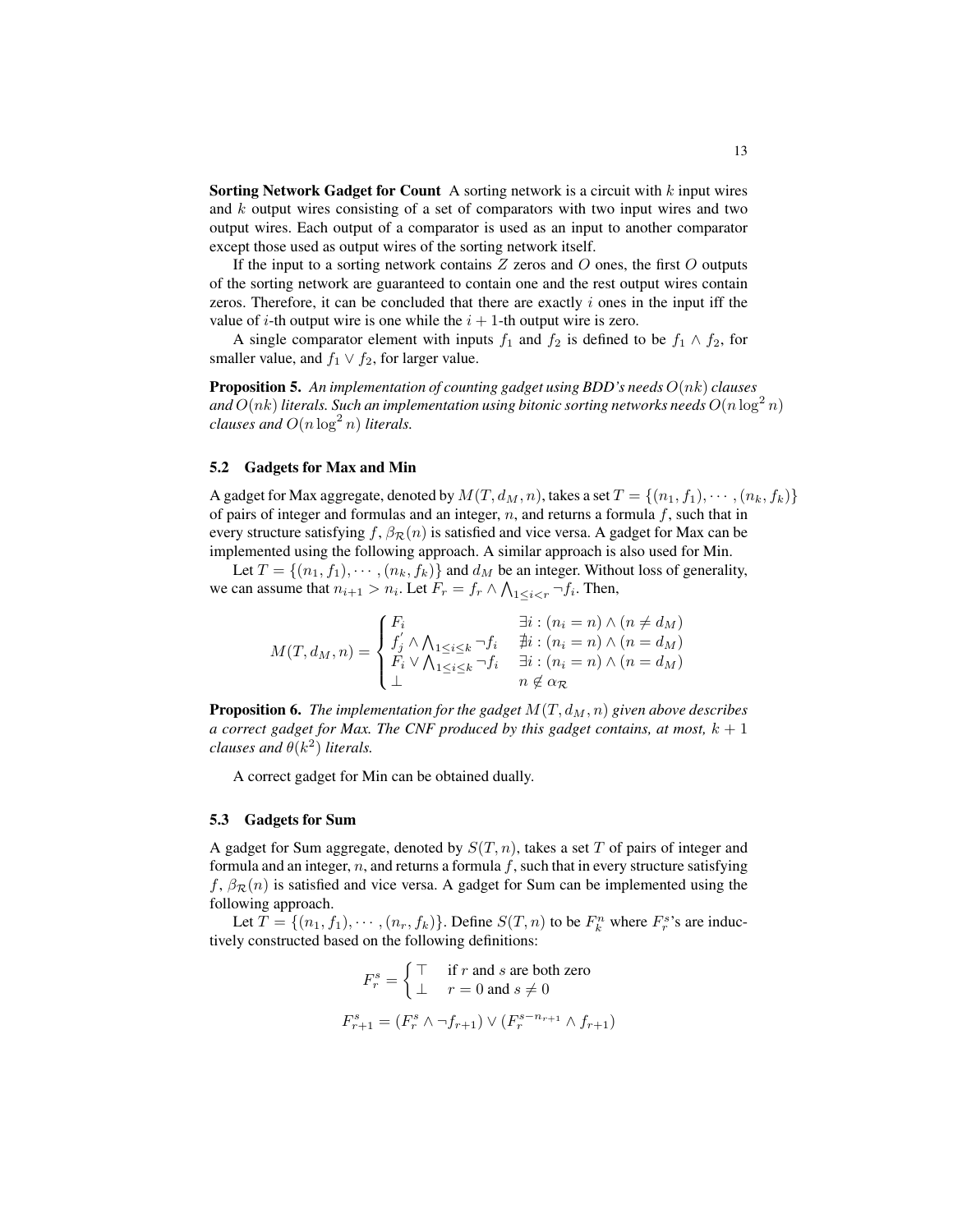**Sorting Network Gadget for Count** A sorting network is a circuit with $k$ input wires and $k$ output wires consisting of a set of comparators with two input wires and two output wires. Each output of a comparator is used as an input to another comparator except those used as output wires of the sorting network itself.

If the input to a sorting network contains $Z$ zeros and $O$ ones, the first $O$ outputs of the sorting network are guaranteed to contain one and the rest output wires contain zeros. Therefore, it can be concluded that there are exactly $i$ ones in the input iff the value of $i$-th output wire is one while the $i+1$-th output wire is zero.

A single comparator element with inputs $f_1$ and $f_2$ is defined to be $f_1 \wedge f_2$, for smaller value, and $f_1 \vee f_2$, for larger value.

**Proposition 5.** *An implementation of counting gadget using BDD's needs $O(nk)$ clauses and $O(nk)$ literals. Such an implementation using bitonic sorting networks needs $O(n \log^2 n)$ clauses and $O(n \log^2 n)$ literals.*

### 5.2 Gadgets for Max and Min

A gadget for Max aggregate, denoted by $M(T, d_M, n)$, takes a set $T = \{(n_1, f_1), \cdots, (n_k, f_k)\}$ of pairs of integer and formulas and an integer, $n$, and returns a formula $f$, such that in every structure satisfying $f$, $\beta_{\mathcal{R}}(n)$ is satisfied and vice versa. A gadget for Max can be implemented using the following approach. A similar approach is also used for Min.

Let $T = \{(n_1, f_1), \cdots, (n_k, f_k)\}$ and $d_M$ be an integer. Without loss of generality, we can assume that $n_{i+1} > n_i$. Let $F_r = f_r \wedge \bigwedge_{1 \le i < r} \neg f_i$. Then,

$$M(T, d_M, n) = \begin{cases} F_i & \exists i : (n_i = n) \wedge (n \neq d_M) \\ f_j^{'} \wedge \bigwedge_{1 \le i \le k} \neg f_i & \nexists i : (n_i = n) \wedge (n = d_M) \\ F_i \vee \bigwedge_{1 \le i \le k} \neg f_i & \exists i : (n_i = n) \wedge (n = d_M) \\ \perp & n \notin \alpha_{\mathcal{R}} \end{cases}$$

**Proposition 6.** *The implementation for the gadget $M(T, d_M, n)$ given above describes a correct gadget for Max. The CNF produced by this gadget contains, at most, $k+1$ clauses and $\theta(k^2)$ literals.*

A correct gadget for Min can be obtained dually.

### 5.3 Gadgets for Sum

A gadget for Sum aggregate, denoted by $S(T, n)$, takes a set $T$ of pairs of integer and formula and an integer, $n$, and returns a formula $f$, such that in every structure satisfying $f$, $\beta_{\mathcal{R}}(n)$ is satisfied and vice versa. A gadget for Sum can be implemented using the following approach.

Let $T = \{(n_1, f_1), \cdots, (n_r, f_k)\}$. Define $S(T, n)$ to be $F_k^n$ where $F_r^s$'s are inductively constructed based on the following definitions:

$$F_r^s = \begin{cases} \top & \text{if } r \text{ and } s \text{ are both zero} \\ \perp & r = 0 \text{ and } s \neq 0 \end{cases}$$

$$F_{r+1}^s = (F_r^s \wedge \neg f_{r+1}) \vee (F_r^{s - n_{r+1}} \wedge f_{r+1})$$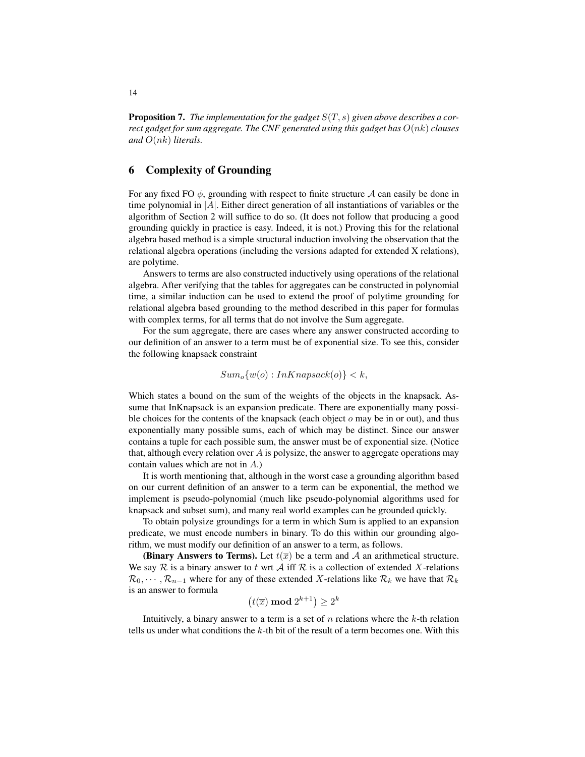**Proposition 7.** *The implementation for the gadget $S(T, s)$ given above describes a correct gadget for sum aggregate. The CNF generated using this gadget has $O(nk)$ clauses and $O(nk)$ literals.*

## 6 Complexity of Grounding

For any fixed FO $\phi$, grounding with respect to finite structure $\mathcal{A}$ can easily be done in time polynomial in $|A|$. Either direct generation of all instantiations of variables or the algorithm of Section 2 will suffice to do so. (It does not follow that producing a good grounding quickly in practice is easy. Indeed, it is not.) Proving this for the relational algebra based method is a simple structural induction involving the observation that the relational algebra operations (including the versions adapted for extended X relations), are polytime.

Answers to terms are also constructed inductively using operations of the relational algebra. After verifying that the tables for aggregates can be constructed in polynomial time, a similar induction can be used to extend the proof of polytime grounding for relational algebra based grounding to the method described in this paper for formulas with complex terms, for all terms that do not involve the Sum aggregate.

For the sum aggregate, there are cases where any answer constructed according to our definition of an answer to a term must be of exponential size. To see this, consider the following knapsack constraint

$$Sum_o\{w(o) : InKnapsack(o)\} < k,$$

Which states a bound on the sum of the weights of the objects in the knapsack. Assume that InKnapsack is an expansion predicate. There are exponentially many possible choices for the contents of the knapsack (each object $o$ may be in or out), and thus exponentially many possible sums, each of which may be distinct. Since our answer contains a tuple for each possible sum, the answer must be of exponential size. (Notice that, although every relation over $A$ is polysize, the answer to aggregate operations may contain values which are not in $A$.)

It is worth mentioning that, although in the worst case a grounding algorithm based on our current definition of an answer to a term can be exponential, the method we implement is pseudo-polynomial (much like pseudo-polynomial algorithms used for knapsack and subset sum), and many real world examples can be grounded quickly.

To obtain polysize groundings for a term in which Sum is applied to an expansion predicate, we must encode numbers in binary. To do this within our grounding algorithm, we must modify our definition of an answer to a term, as follows.

**(Binary Answers to Terms).** Let $t(\overline{x})$ be a term and $\mathcal{A}$ an arithmetical structure. We say $\mathcal{R}$ is a binary answer to $t$ wrt $\mathcal{A}$ iff $\mathcal{R}$ is a collection of extended $X$-relations $\mathcal{R}_0, \cdots, \mathcal{R}_{n-1}$ where for any of these extended $X$-relations like $\mathcal{R}_k$ we have that $\mathcal{R}_k$ is an answer to formula

$$\left(t(\overline{x}) \;\mathbf{mod}\; 2^{k+1}\right) \geq 2^k$$

Intuitively, a binary answer to a term is a set of $n$ relations where the $k$-th relation tells us under what conditions the $k$-th bit of the result of a term becomes one. With this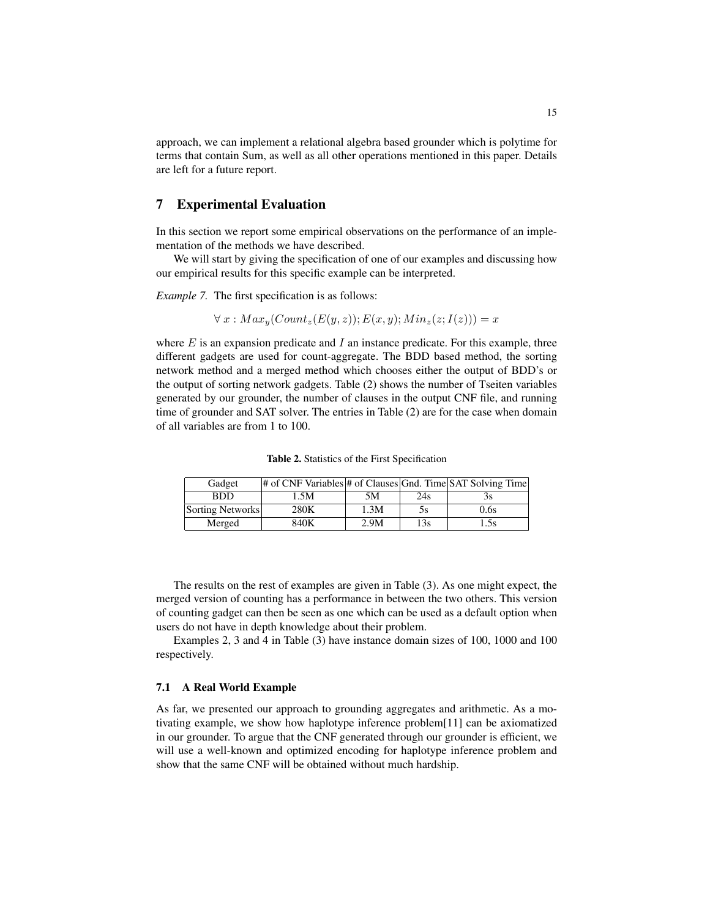approach, we can implement a relational algebra based grounder which is polytime for terms that contain Sum, as well as all other operations mentioned in this paper. Details are left for a future report.

## 7 Experimental Evaluation

In this section we report some empirical observations on the performance of an implementation of the methods we have described.

We will start by giving the specification of one of our examples and discussing how our empirical results for this specific example can be interpreted.

*Example 7.* The first specification is as follows:

$$\forall\, x : Max_y(Count_z(E(y,z)); E(x,y); Min_z(z; I(z))) = x$$

where $E$ is an expansion predicate and $I$ an instance predicate. For this example, three different gadgets are used for count-aggregate. The BDD based method, the sorting network method and a merged method which chooses either the output of BDD's or the output of sorting network gadgets. Table (2) shows the number of Tseiten variables generated by our grounder, the number of clauses in the output CNF file, and running time of grounder and SAT solver. The entries in Table (2) are for the case when domain of all variables are from 1 to 100.

**Table 2.** Statistics of the First Specification

| Gadget | # of CNF Variables | # of Clauses | Gnd. Time | SAT Solving Time |
|---|---|---|---|---|
| BDD | 1.5M | 5M | 24s | 3s |
| Sorting Networks | 280K | 1.3M | 5s | 0.6s |
| Merged | 840K | 2.9M | 13s | 1.5s |

The results on the rest of examples are given in Table (3). As one might expect, the merged version of counting has a performance in between the two others. This version of counting gadget can then be seen as one which can be used as a default option when users do not have in depth knowledge about their problem.

Examples 2, 3 and 4 in Table (3) have instance domain sizes of 100, 1000 and 100 respectively.

### 7.1 A Real World Example

As far, we presented our approach to grounding aggregates and arithmetic. As a motivating example, we show how haplotype inference problem[11] can be axiomatized in our grounder. To argue that the CNF generated through our grounder is efficient, we will use a well-known and optimized encoding for haplotype inference problem and show that the same CNF will be obtained without much hardship.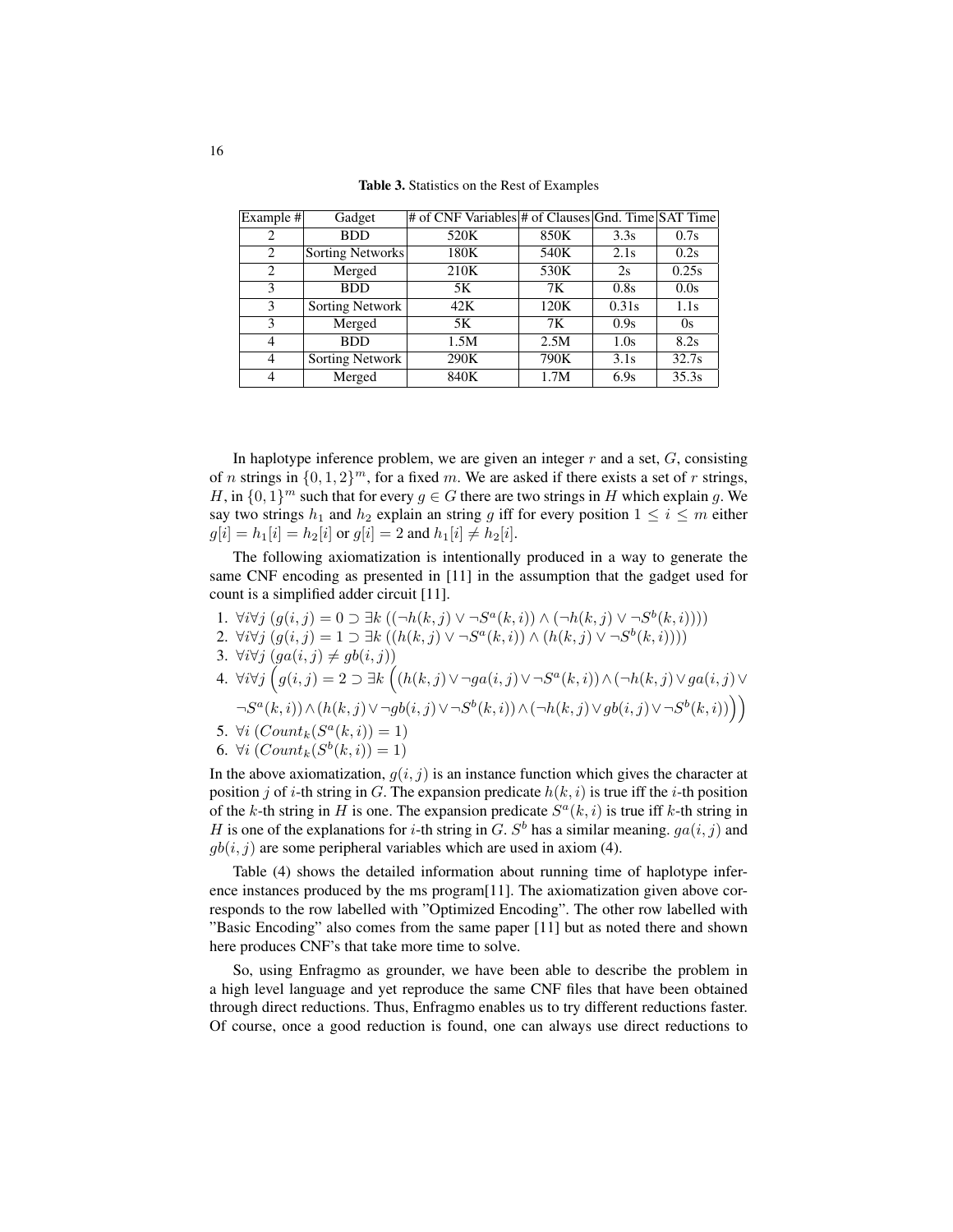**Table 3.** Statistics on the Rest of Examples

| Example # | Gadget | # of CNF Variables | # of Clauses | Gnd. Time | SAT Time |
|---|---|---|---|---|---|
| 2 | BDD | 520K | 850K | 3.3s | 0.7s |
| 2 | Sorting Networks | 180K | 540K | 2.1s | 0.2s |
| 2 | Merged | 210K | 530K | 2s | 0.25s |
| 3 | BDD | 5K | 7K | 0.8s | 0.0s |
| 3 | Sorting Network | 42K | 120K | 0.31s | 1.1s |
| 3 | Merged | 5K | 7K | 0.9s | 0s |
| 4 | BDD | 1.5M | 2.5M | 1.0s | 8.2s |
| 4 | Sorting Network | 290K | 790K | 3.1s | 32.7s |
| 4 | Merged | 840K | 1.7M | 6.9s | 35.3s |

In haplotype inference problem, we are given an integer $r$ and a set, $G$, consisting of $n$ strings in $\{0,1,2\}^m$, for a fixed $m$. We are asked if there exists a set of $r$ strings, $H$, in $\{0,1\}^m$ such that for every $g \in G$ there are two strings in $H$ which explain $g$. We say two strings $h_1$ and $h_2$ explain an string $g$ iff for every position $1 \leq i \leq m$ either $g[i] = h_1[i] = h_2[i]$ or $g[i] = 2$ and $h_1[i] \neq h_2[i]$.

The following axiomatization is intentionally produced in a way to generate the same CNF encoding as presented in [11] in the assumption that the gadget used for count is a simplified adder circuit [11].

1. $\forall i \forall j \; (g(i,j) = 0 \supset \exists k \; ((\neg h(k,j) \vee \neg S^a(k,i)) \wedge (\neg h(k,j) \vee \neg S^b(k,i))))$
2. $\forall i \forall j \; (g(i,j) = 1 \supset \exists k \; ((h(k,j) \vee \neg S^a(k,i)) \wedge (h(k,j) \vee \neg S^b(k,i))))$
3. $\forall i \forall j \; (ga(i,j) \neq gb(i,j))$
4. $\forall i \forall j \; \Big(g(i,j) = 2 \supset \exists k \; \Big((h(k,j) \vee \neg ga(i,j) \vee \neg S^a(k,i)) \wedge (\neg h(k,j) \vee ga(i,j) \vee \neg S^a(k,i)) \wedge (h(k,j) \vee \neg gb(i,j) \vee \neg S^b(k,i)) \wedge (\neg h(k,j) \vee gb(i,j) \vee \neg S^b(k,i))\Big)\Big)$
5. $\forall i \; (Count_k(S^a(k,i)) = 1)$
6. $\forall i \; (Count_k(S^b(k,i)) = 1)$

In the above axiomatization, $g(i,j)$ is an instance function which gives the character at position $j$ of $i$-th string in $G$. The expansion predicate $h(k,i)$ is true iff the $i$-th position of the $k$-th string in $H$ is one. The expansion predicate $S^a(k,i)$ is true iff $k$-th string in $H$ is one of the explanations for $i$-th string in $G$. $S^b$ has a similar meaning. $ga(i,j)$ and $gb(i,j)$ are some peripheral variables which are used in axiom (4).

Table (4) shows the detailed information about running time of haplotype inference instances produced by the ms program[11]. The axiomatization given above corresponds to the row labelled with "Optimized Encoding". The other row labelled with "Basic Encoding" also comes from the same paper [11] but as noted there and shown here produces CNF's that take more time to solve.

So, using Enfragmo as grounder, we have been able to describe the problem in a high level language and yet reproduce the same CNF files that have been obtained through direct reductions. Thus, Enfragmo enables us to try different reductions faster. Of course, once a good reduction is found, one can always use direct reductions to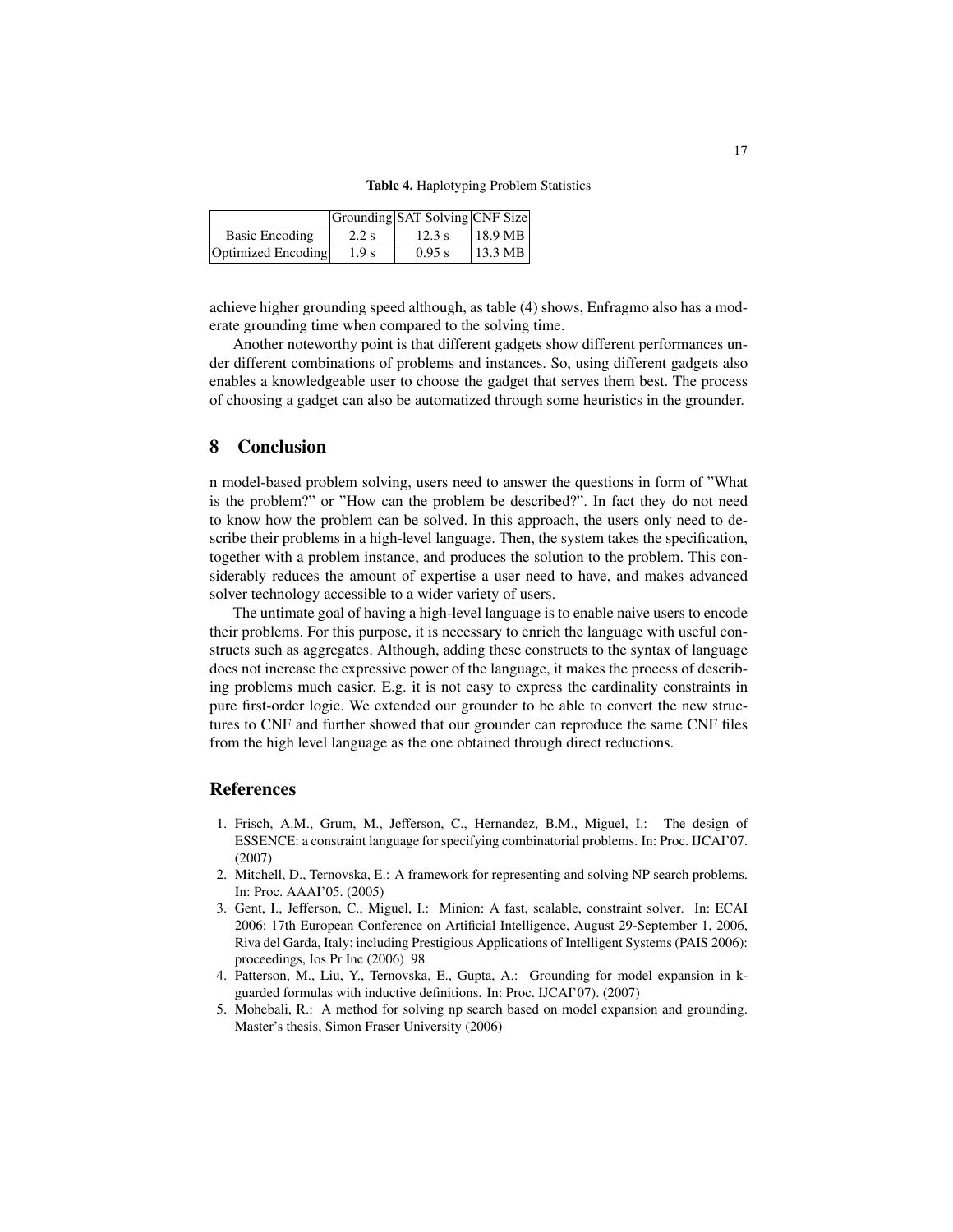**Table 4.** Haplotyping Problem Statistics

| | Grounding | SAT Solving | CNF Size |
|---|---|---|---|
| Basic Encoding | 2.2 s | 12.3 s | 18.9 MB |
| Optimized Encoding | 1.9 s | 0.95 s | 13.3 MB |

achieve higher grounding speed although, as table (4) shows, Enfragmo also has a moderate grounding time when compared to the solving time.

Another noteworthy point is that different gadgets show different performances under different combinations of problems and instances. So, using different gadgets also enables a knowledgeable user to choose the gadget that serves them best. The process of choosing a gadget can also be automatized through some heuristics in the grounder.

## 8 Conclusion

n model-based problem solving, users need to answer the questions in form of "What is the problem?" or "How can the problem be described?". In fact they do not need to know how the problem can be solved. In this approach, the users only need to describe their problems in a high-level language. Then, the system takes the specification, together with a problem instance, and produces the solution to the problem. This considerably reduces the amount of expertise a user need to have, and makes advanced solver technology accessible to a wider variety of users.

The untimate goal of having a high-level language is to enable naive users to encode their problems. For this purpose, it is necessary to enrich the language with useful constructs such as aggregates. Although, adding these constructs to the syntax of language does not increase the expressive power of the language, it makes the process of describing problems much easier. E.g. it is not easy to express the cardinality constraints in pure first-order logic. We extended our grounder to be able to convert the new structures to CNF and further showed that our grounder can reproduce the same CNF files from the high level language as the one obtained through direct reductions.

## References

1. Frisch, A.M., Grum, M., Jefferson, C., Hernandez, B.M., Miguel, I.: The design of ESSENCE: a constraint language for specifying combinatorial problems. In: Proc. IJCAI'07. (2007)
2. Mitchell, D., Ternovska, E.: A framework for representing and solving NP search problems. In: Proc. AAAI'05. (2005)
3. Gent, I., Jefferson, C., Miguel, I.: Minion: A fast, scalable, constraint solver. In: ECAI 2006: 17th European Conference on Artificial Intelligence, August 29-September 1, 2006, Riva del Garda, Italy: including Prestigious Applications of Intelligent Systems (PAIS 2006): proceedings, Ios Pr Inc (2006) 98
4. Patterson, M., Liu, Y., Ternovska, E., Gupta, A.: Grounding for model expansion in k-guarded formulas with inductive definitions. In: Proc. IJCAI'07). (2007)
5. Mohebali, R.: A method for solving np search based on model expansion and grounding. Master's thesis, Simon Fraser University (2006)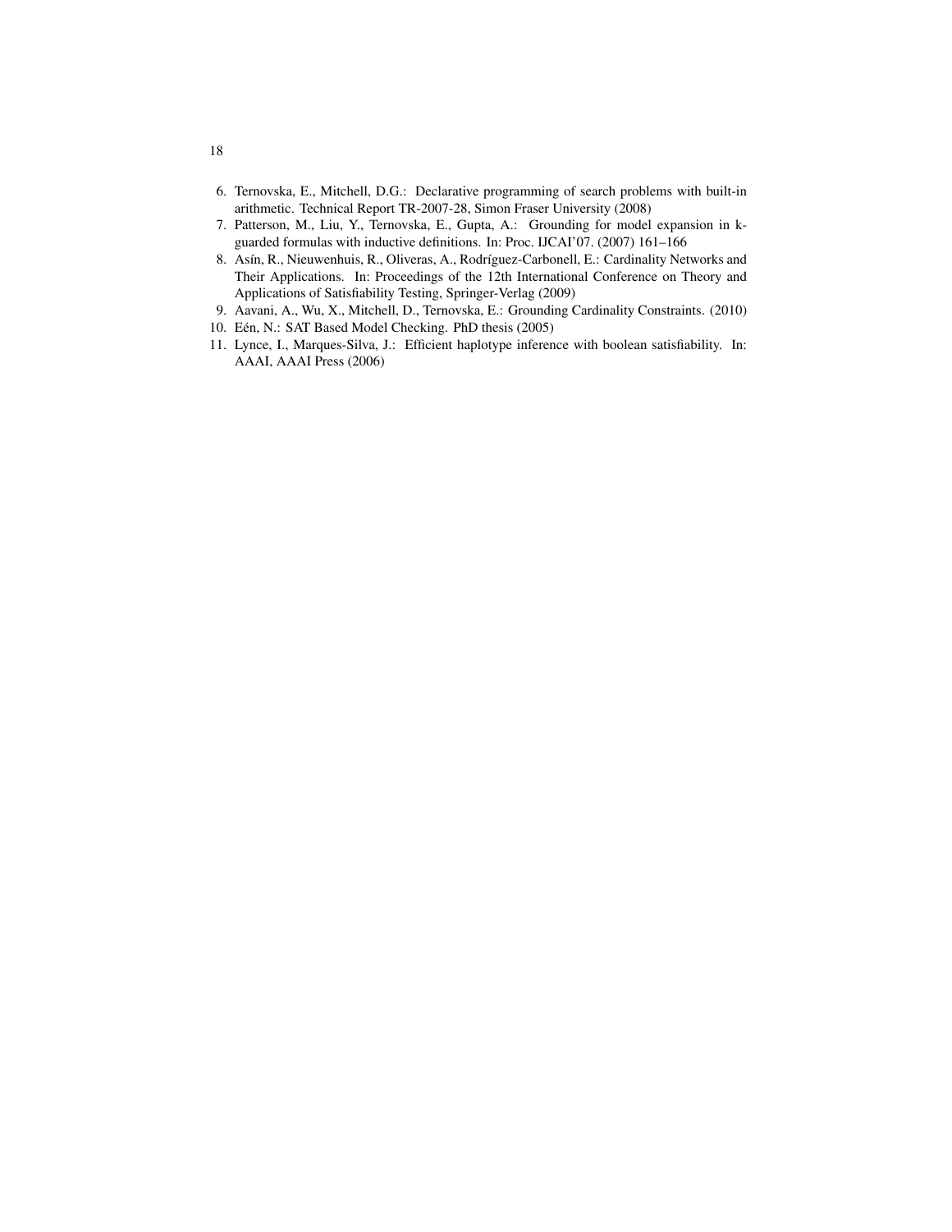6. Ternovska, E., Mitchell, D.G.: Declarative programming of search problems with built-in arithmetic. Technical Report TR-2007-28, Simon Fraser University (2008)
7. Patterson, M., Liu, Y., Ternovska, E., Gupta, A.: Grounding for model expansion in k-guarded formulas with inductive definitions. In: Proc. IJCAI'07. (2007) 161–166
8. Asín, R., Nieuwenhuis, R., Oliveras, A., Rodríguez-Carbonell, E.: Cardinality Networks and Their Applications. In: Proceedings of the 12th International Conference on Theory and Applications of Satisfiability Testing, Springer-Verlag (2009)
9. Aavani, A., Wu, X., Mitchell, D., Ternovska, E.: Grounding Cardinality Constraints. (2010)
10. Eén, N.: SAT Based Model Checking. PhD thesis (2005)
11. Lynce, I., Marques-Silva, J.: Efficient haplotype inference with boolean satisfiability. In: AAAI, AAAI Press (2006)